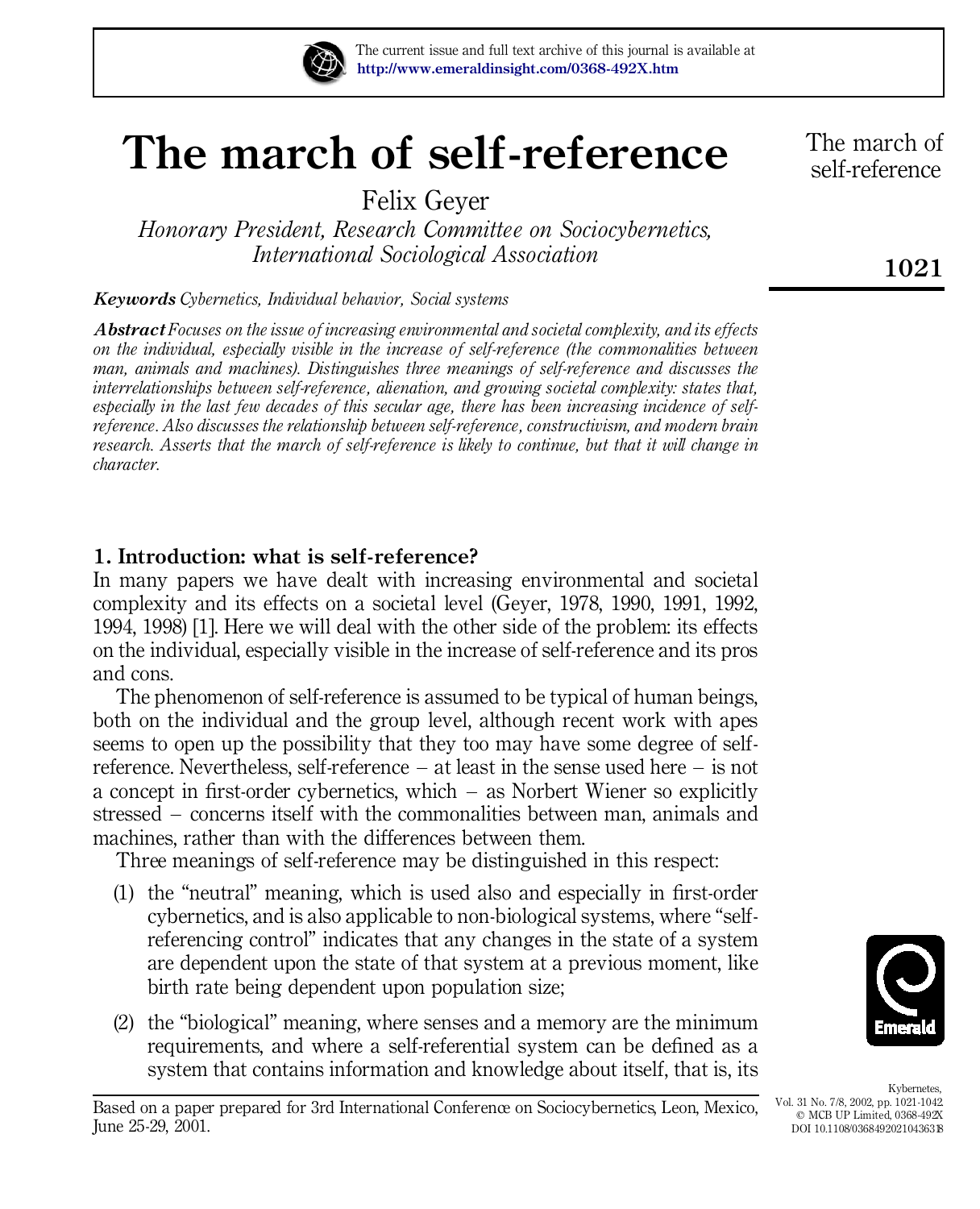# The march of self-reference

Felix Geyer

*Honorary President, Research Committee on Sociocybernetics, International Sociological Association*

***Keywords*** *Cybernetics, Individual behavior, Social systems*

***Abstract*** *Focuses on the issue of increasing environmental and societal complexity, and its effects on the individual, especially visible in the increase of self-reference (the commonalities between man, animals and machines). Distinguishes three meanings of self-reference and discusses the interrelationships between self-reference, alienation, and growing societal complexity: states that, especially in the last few decades of this secular age, there has been increasing incidence of self-reference. Also discusses the relationship between self-reference, constructivism, and modern brain research. Asserts that the march of self-reference is likely to continue, but that it will change in character.*

## 1. Introduction: what is self-reference?

In many papers we have dealt with increasing environmental and societal complexity and its effects on a societal level (Geyer, 1978, 1990, 1991, 1992, 1994, 1998) [1]. Here we will deal with the other side of the problem: its effects on the individual, especially visible in the increase of self-reference and its pros and cons.

The phenomenon of self-reference is assumed to be typical of human beings, both on the individual and the group level, although recent work with apes seems to open up the possibility that they too may have some degree of self-reference. Nevertheless, self-reference – at least in the sense used here – is not a concept in first-order cybernetics, which – as Norbert Wiener so explicitly stressed – concerns itself with the commonalities between man, animals and machines, rather than with the differences between them.

Three meanings of self-reference may be distinguished in this respect:

(1) the "neutral" meaning, which is used also and especially in first-order cybernetics, and is also applicable to non-biological systems, where "self-referencing control" indicates that any changes in the state of a system are dependent upon the state of that system at a previous moment, like birth rate being dependent upon population size;

(2) the "biological" meaning, where senses and a memory are the minimum requirements, and where a self-referential system can be defined as a system that contains information and knowledge about itself, that is, its

Based on a paper prepared for 3rd International Conference on Sociocybernetics, Leon, Mexico, June 25-29, 2001.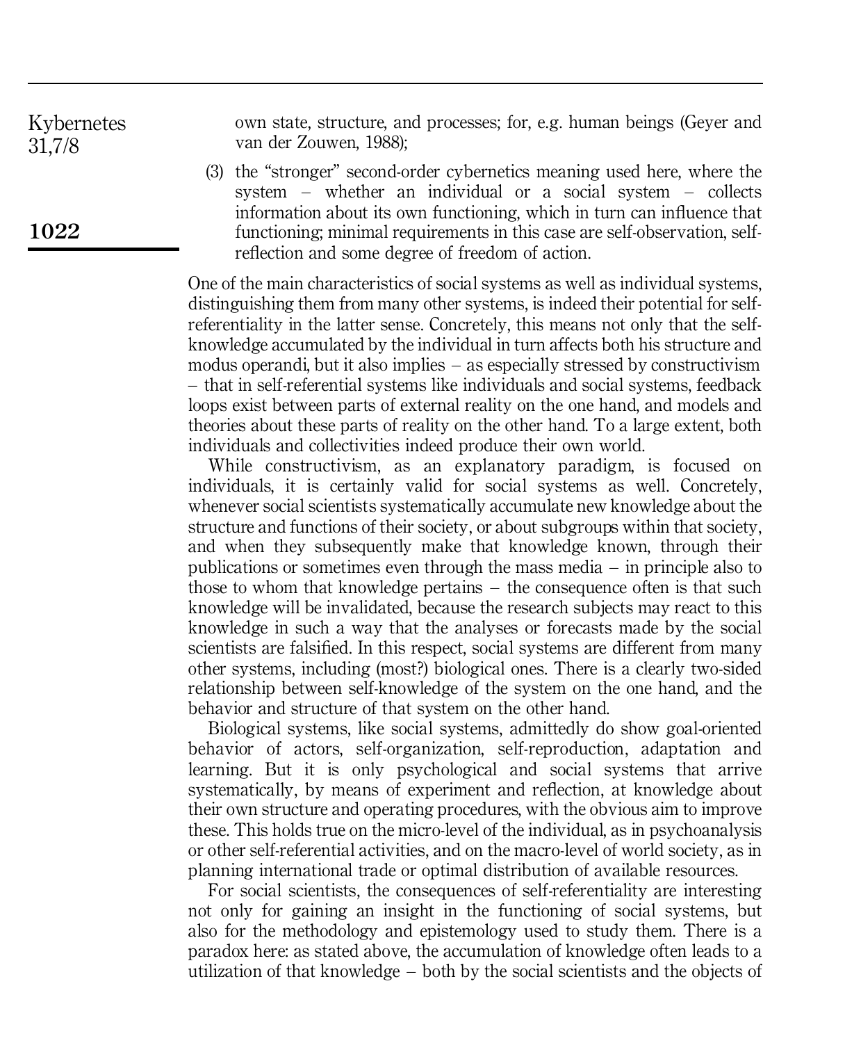own state, structure, and processes; for, e.g. human beings (Geyer and van der Zouwen, 1988);

(3) the "stronger" second-order cybernetics meaning used here, where the system – whether an individual or a social system – collects information about its own functioning, which in turn can influence that functioning; minimal requirements in this case are self-observation, self-reflection and some degree of freedom of action.

One of the main characteristics of social systems as well as individual systems, distinguishing them from many other systems, is indeed their potential for self-referentiality in the latter sense. Concretely, this means not only that the self-knowledge accumulated by the individual in turn affects both his structure and modus operandi, but it also implies – as especially stressed by constructivism – that in self-referential systems like individuals and social systems, feedback loops exist between parts of external reality on the one hand, and models and theories about these parts of reality on the other hand. To a large extent, both individuals and collectivities indeed produce their own world.

While constructivism, as an explanatory paradigm, is focused on individuals, it is certainly valid for social systems as well. Concretely, whenever social scientists systematically accumulate new knowledge about the structure and functions of their society, or about subgroups within that society, and when they subsequently make that knowledge known, through their publications or sometimes even through the mass media – in principle also to those to whom that knowledge pertains – the consequence often is that such knowledge will be invalidated, because the research subjects may react to this knowledge in such a way that the analyses or forecasts made by the social scientists are falsified. In this respect, social systems are different from many other systems, including (most?) biological ones. There is a clearly two-sided relationship between self-knowledge of the system on the one hand, and the behavior and structure of that system on the other hand.

Biological systems, like social systems, admittedly do show goal-oriented behavior of actors, self-organization, self-reproduction, adaptation and learning. But it is only psychological and social systems that arrive systematically, by means of experiment and reflection, at knowledge about their own structure and operating procedures, with the obvious aim to improve these. This holds true on the micro-level of the individual, as in psychoanalysis or other self-referential activities, and on the macro-level of world society, as in planning international trade or optimal distribution of available resources.

For social scientists, the consequences of self-referentiality are interesting not only for gaining an insight in the functioning of social systems, but also for the methodology and epistemology used to study them. There is a paradox here: as stated above, the accumulation of knowledge often leads to a utilization of that knowledge – both by the social scientists and the objects of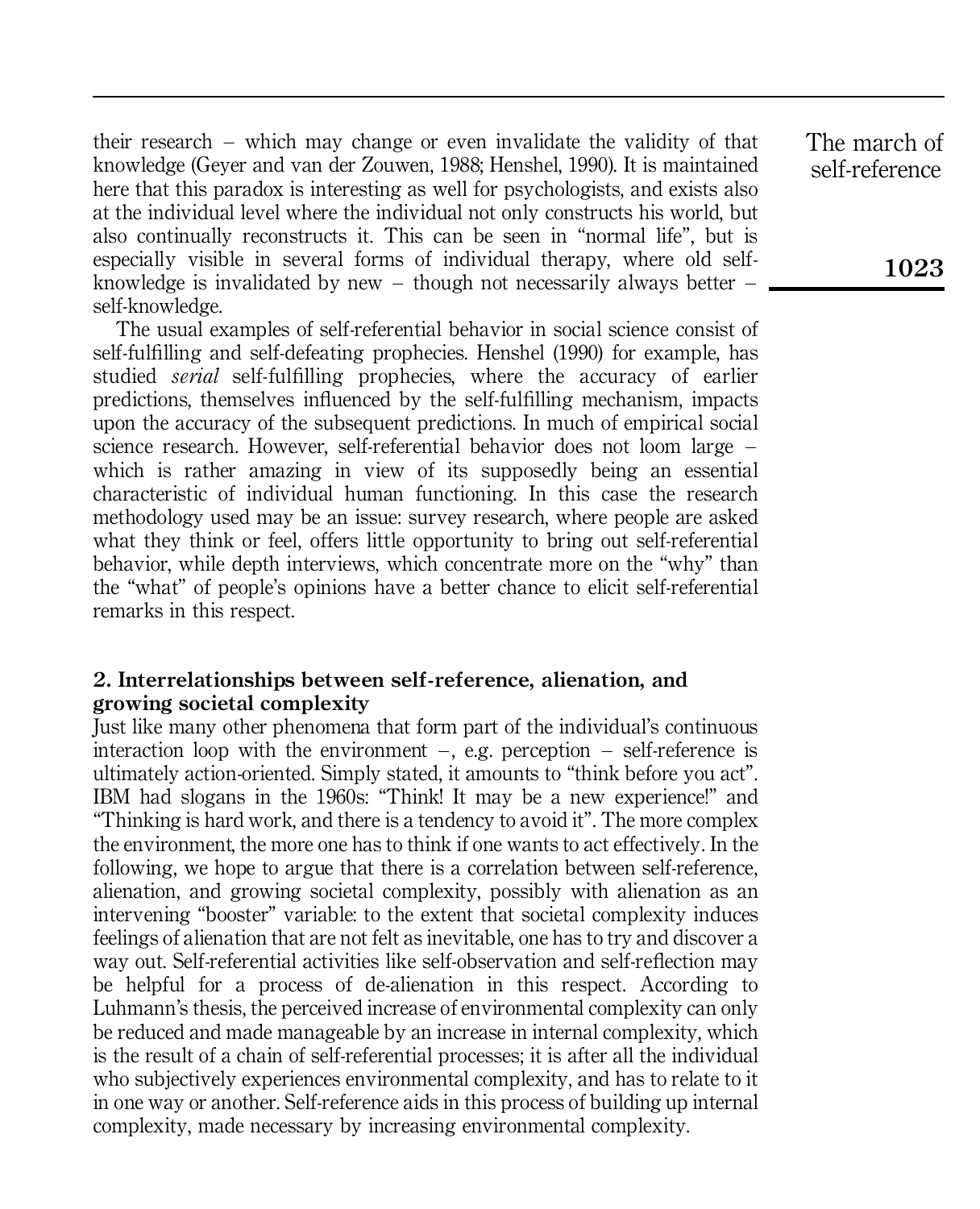their research – which may change or even invalidate the validity of that knowledge (Geyer and van der Zouwen, 1988; Henshel, 1990). It is maintained here that this paradox is interesting as well for psychologists, and exists also at the individual level where the individual not only constructs his world, but also continually reconstructs it. This can be seen in "normal life", but is especially visible in several forms of individual therapy, where old self-knowledge is invalidated by new – though not necessarily always better – self-knowledge.

The usual examples of self-referential behavior in social science consist of self-fulfilling and self-defeating prophecies. Henshel (1990) for example, has studied *serial* self-fulfilling prophecies, where the accuracy of earlier predictions, themselves influenced by the self-fulfilling mechanism, impacts upon the accuracy of the subsequent predictions. In much of empirical social science research. However, self-referential behavior does not loom large – which is rather amazing in view of its supposedly being an essential characteristic of individual human functioning. In this case the research methodology used may be an issue: survey research, where people are asked what they think or feel, offers little opportunity to bring out self-referential behavior, while depth interviews, which concentrate more on the "why" than the "what" of people's opinions have a better chance to elicit self-referential remarks in this respect.

## 2. Interrelationships between self-reference, alienation, and growing societal complexity

Just like many other phenomena that form part of the individual's continuous interaction loop with the environment –, e.g. perception – self-reference is ultimately action-oriented. Simply stated, it amounts to "think before you act". IBM had slogans in the 1960s: "Think! It may be a new experience!" and "Thinking is hard work, and there is a tendency to avoid it". The more complex the environment, the more one has to think if one wants to act effectively. In the following, we hope to argue that there is a correlation between self-reference, alienation, and growing societal complexity, possibly with alienation as an intervening "booster" variable: to the extent that societal complexity induces feelings of alienation that are not felt as inevitable, one has to try and discover a way out. Self-referential activities like self-observation and self-reflection may be helpful for a process of de-alienation in this respect. According to Luhmann's thesis, the perceived increase of environmental complexity can only be reduced and made manageable by an increase in internal complexity, which is the result of a chain of self-referential processes; it is after all the individual who subjectively experiences environmental complexity, and has to relate to it in one way or another. Self-reference aids in this process of building up internal complexity, made necessary by increasing environmental complexity.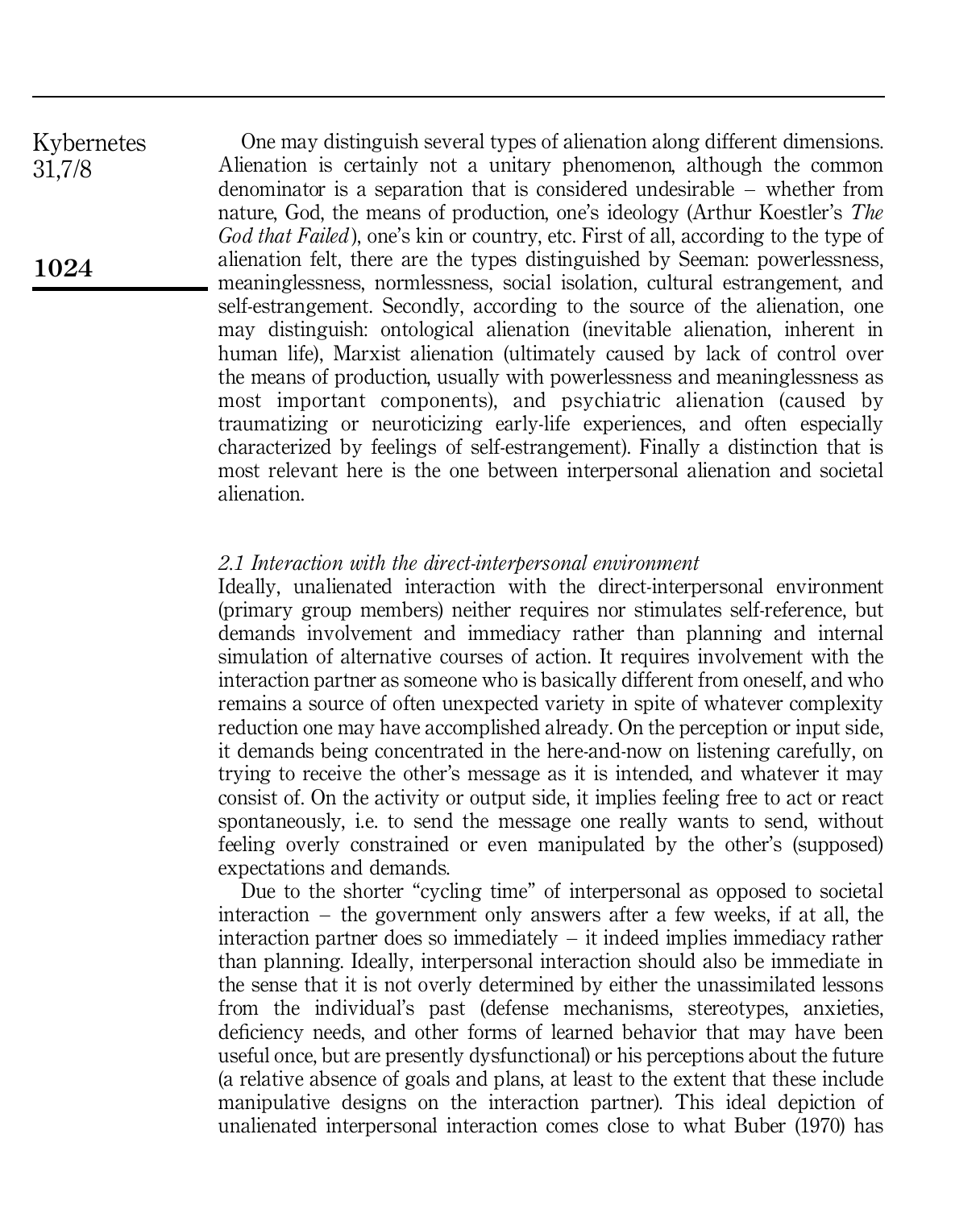One may distinguish several types of alienation along different dimensions. Alienation is certainly not a unitary phenomenon, although the common denominator is a separation that is considered undesirable – whether from nature, God, the means of production, one's ideology (Arthur Koestler's *The God that Failed*), one's kin or country, etc. First of all, according to the type of alienation felt, there are the types distinguished by Seeman: powerlessness, meaninglessness, normlessness, social isolation, cultural estrangement, and self-estrangement. Secondly, according to the source of the alienation, one may distinguish: ontological alienation (inevitable alienation, inherent in human life), Marxist alienation (ultimately caused by lack of control over the means of production, usually with powerlessness and meaninglessness as most important components), and psychiatric alienation (caused by traumatizing or neuroticizing early-life experiences, and often especially characterized by feelings of self-estrangement). Finally a distinction that is most relevant here is the one between interpersonal alienation and societal alienation.

### *2.1 Interaction with the direct-interpersonal environment*

Ideally, unalienated interaction with the direct-interpersonal environment (primary group members) neither requires nor stimulates self-reference, but demands involvement and immediacy rather than planning and internal simulation of alternative courses of action. It requires involvement with the interaction partner as someone who is basically different from oneself, and who remains a source of often unexpected variety in spite of whatever complexity reduction one may have accomplished already. On the perception or input side, it demands being concentrated in the here-and-now on listening carefully, on trying to receive the other's message as it is intended, and whatever it may consist of. On the activity or output side, it implies feeling free to act or react spontaneously, i.e. to send the message one really wants to send, without feeling overly constrained or even manipulated by the other's (supposed) expectations and demands.

Due to the shorter "cycling time" of interpersonal as opposed to societal interaction – the government only answers after a few weeks, if at all, the interaction partner does so immediately – it indeed implies immediacy rather than planning. Ideally, interpersonal interaction should also be immediate in the sense that it is not overly determined by either the unassimilated lessons from the individual's past (defense mechanisms, stereotypes, anxieties, deficiency needs, and other forms of learned behavior that may have been useful once, but are presently dysfunctional) or his perceptions about the future (a relative absence of goals and plans, at least to the extent that these include manipulative designs on the interaction partner). This ideal depiction of unalienated interpersonal interaction comes close to what Buber (1970) has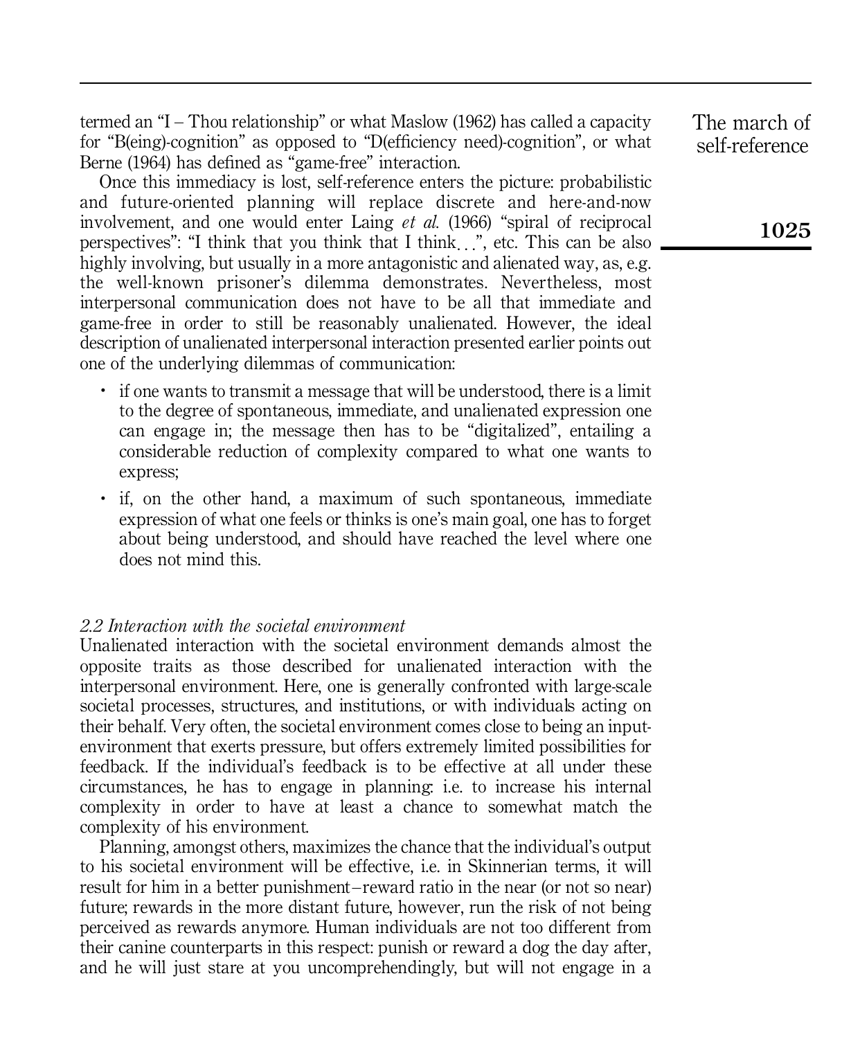termed an "I – Thou relationship" or what Maslow (1962) has called a capacity for "B(eing)-cognition" as opposed to "D(efficiency need)-cognition", or what Berne (1964) has defined as "game-free" interaction.

Once this immediacy is lost, self-reference enters the picture: probabilistic and future-oriented planning will replace discrete and here-and-now involvement, and one would enter Laing *et al.* (1966) "spiral of reciprocal perspectives": "I think that you think that I think...", etc. This can be also highly involving, but usually in a more antagonistic and alienated way, as, e.g. the well-known prisoner's dilemma demonstrates. Nevertheless, most interpersonal communication does not have to be all that immediate and game-free in order to still be reasonably unalienated. However, the ideal description of unalienated interpersonal interaction presented earlier points out one of the underlying dilemmas of communication:

- if one wants to transmit a message that will be understood, there is a limit to the degree of spontaneous, immediate, and unalienated expression one can engage in; the message then has to be "digitalized", entailing a considerable reduction of complexity compared to what one wants to express;
- if, on the other hand, a maximum of such spontaneous, immediate expression of what one feels or thinks is one's main goal, one has to forget about being understood, and should have reached the level where one does not mind this.

### *2.2 Interaction with the societal environment*

Unalienated interaction with the societal environment demands almost the opposite traits as those described for unalienated interaction with the interpersonal environment. Here, one is generally confronted with large-scale societal processes, structures, and institutions, or with individuals acting on their behalf. Very often, the societal environment comes close to being an input-environment that exerts pressure, but offers extremely limited possibilities for feedback. If the individual's feedback is to be effective at all under these circumstances, he has to engage in planning: i.e. to increase his internal complexity in order to have at least a chance to somewhat match the complexity of his environment.

Planning, amongst others, maximizes the chance that the individual's output to his societal environment will be effective, i.e. in Skinnerian terms, it will result for him in a better punishment–reward ratio in the near (or not so near) future; rewards in the more distant future, however, run the risk of not being perceived as rewards anymore. Human individuals are not too different from their canine counterparts in this respect: punish or reward a dog the day after, and he will just stare at you uncomprehendingly, but will not engage in a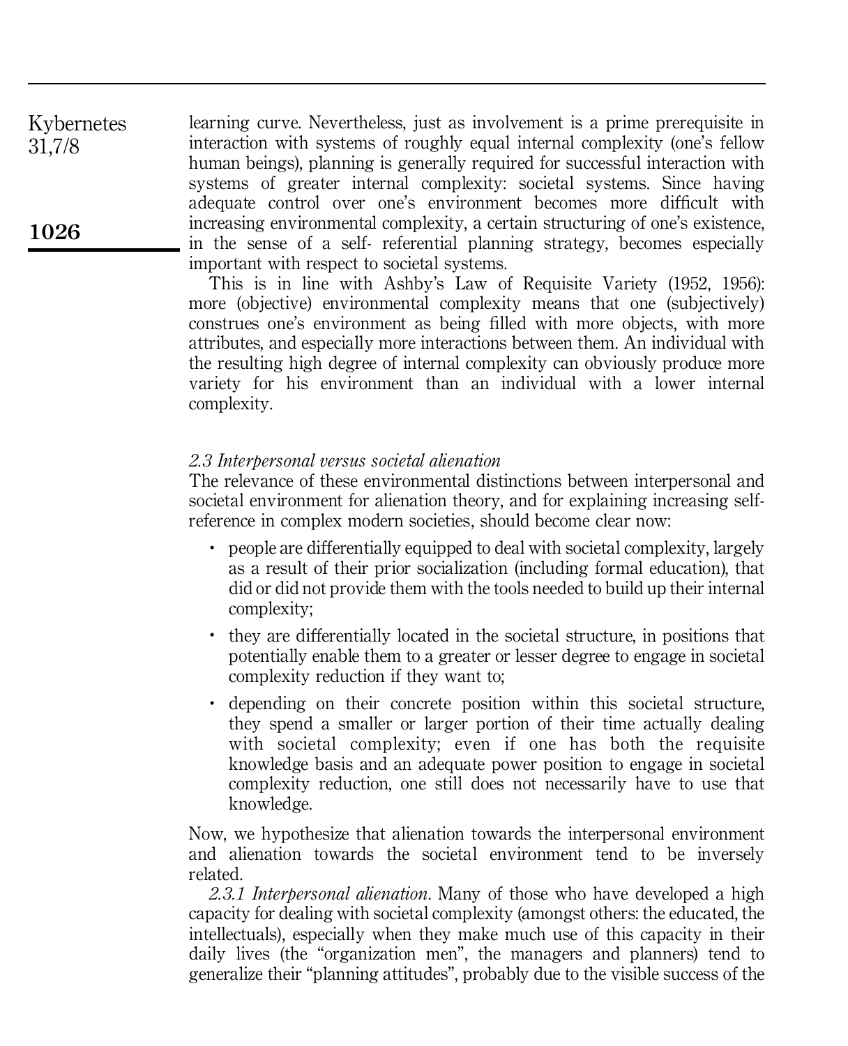learning curve. Nevertheless, just as involvement is a prime prerequisite in interaction with systems of roughly equal internal complexity (one's fellow human beings), planning is generally required for successful interaction with systems of greater internal complexity: societal systems. Since having adequate control over one's environment becomes more difficult with increasing environmental complexity, a certain structuring of one's existence, in the sense of a self- referential planning strategy, becomes especially important with respect to societal systems.

This is in line with Ashby's Law of Requisite Variety (1952, 1956): more (objective) environmental complexity means that one (subjectively) construes one's environment as being filled with more objects, with more attributes, and especially more interactions between them. An individual with the resulting high degree of internal complexity can obviously produce more variety for his environment than an individual with a lower internal complexity.

### *2.3 Interpersonal versus societal alienation*

The relevance of these environmental distinctions between interpersonal and societal environment for alienation theory, and for explaining increasing self-reference in complex modern societies, should become clear now:

- people are differentially equipped to deal with societal complexity, largely as a result of their prior socialization (including formal education), that did or did not provide them with the tools needed to build up their internal complexity;
- they are differentially located in the societal structure, in positions that potentially enable them to a greater or lesser degree to engage in societal complexity reduction if they want to;
- depending on their concrete position within this societal structure, they spend a smaller or larger portion of their time actually dealing with societal complexity; even if one has both the requisite knowledge basis and an adequate power position to engage in societal complexity reduction, one still does not necessarily have to use that knowledge.

Now, we hypothesize that alienation towards the interpersonal environment and alienation towards the societal environment tend to be inversely related.

*2.3.1 Interpersonal alienation*. Many of those who have developed a high capacity for dealing with societal complexity (amongst others: the educated, the intellectuals), especially when they make much use of this capacity in their daily lives (the "organization men", the managers and planners) tend to generalize their "planning attitudes", probably due to the visible success of the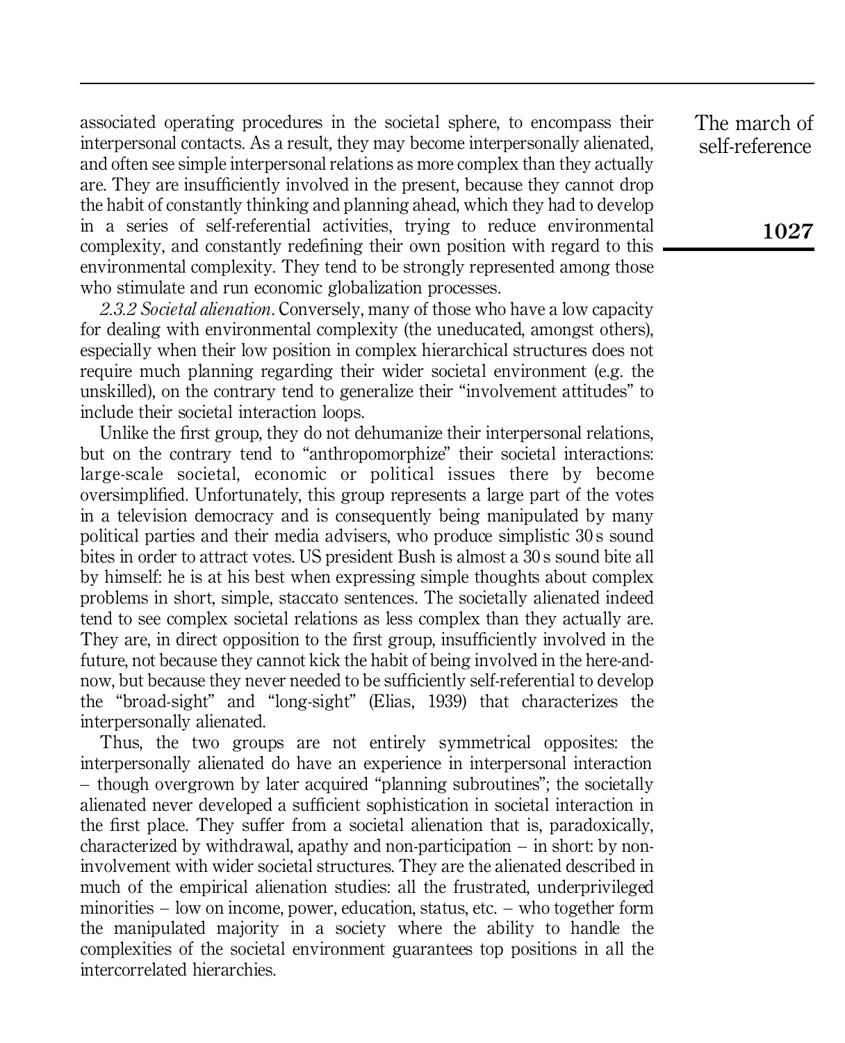associated operating procedures in the societal sphere, to encompass their interpersonal contacts. As a result, they may become interpersonally alienated, and often see simple interpersonal relations as more complex than they actually are. They are insufficiently involved in the present, because they cannot drop the habit of constantly thinking and planning ahead, which they had to develop in a series of self-referential activities, trying to reduce environmental complexity, and constantly redefining their own position with regard to this environmental complexity. They tend to be strongly represented among those who stimulate and run economic globalization processes.

*2.3.2 Societal alienation*. Conversely, many of those who have a low capacity for dealing with environmental complexity (the uneducated, amongst others), especially when their low position in complex hierarchical structures does not require much planning regarding their wider societal environment (e.g. the unskilled), on the contrary tend to generalize their "involvement attitudes" to include their societal interaction loops.

Unlike the first group, they do not dehumanize their interpersonal relations, but on the contrary tend to "anthropomorphize" their societal interactions: large-scale societal, economic or political issues there by become oversimplified. Unfortunately, this group represents a large part of the votes in a television democracy and is consequently being manipulated by many political parties and their media advisers, who produce simplistic 30 s sound bites in order to attract votes. US president Bush is almost a 30 s sound bite all by himself: he is at his best when expressing simple thoughts about complex problems in short, simple, staccato sentences. The societally alienated indeed tend to see complex societal relations as less complex than they actually are. They are, in direct opposition to the first group, insufficiently involved in the future, not because they cannot kick the habit of being involved in the here-and-now, but because they never needed to be sufficiently self-referential to develop the "broad-sight" and "long-sight" (Elias, 1939) that characterizes the interpersonally alienated.

Thus, the two groups are not entirely symmetrical opposites: the interpersonally alienated do have an experience in interpersonal interaction – though overgrown by later acquired "planning subroutines"; the societally alienated never developed a sufficient sophistication in societal interaction in the first place. They suffer from a societal alienation that is, paradoxically, characterized by withdrawal, apathy and non-participation – in short: by non-involvement with wider societal structures. They are the alienated described in much of the empirical alienation studies: all the frustrated, underprivileged minorities – low on income, power, education, status, etc. – who together form the manipulated majority in a society where the ability to handle the complexities of the societal environment guarantees top positions in all the intercorrelated hierarchies.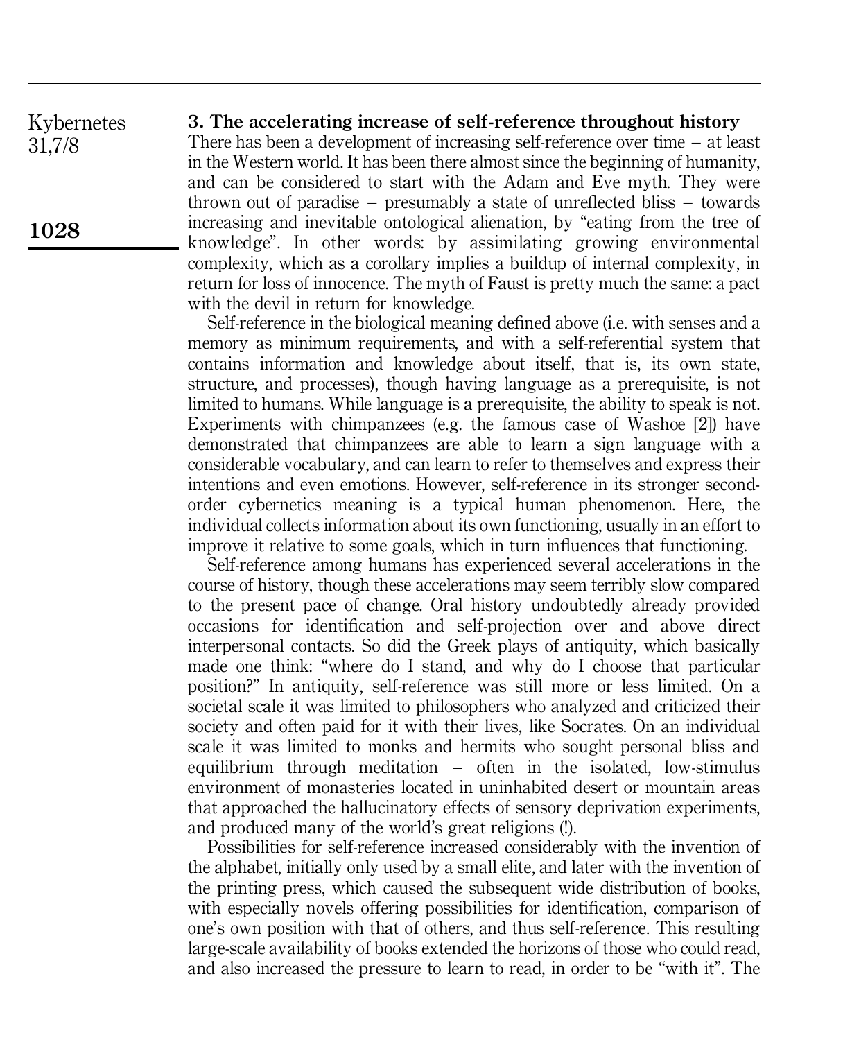### 3. The accelerating increase of self-reference throughout history

There has been a development of increasing self-reference over time – at least in the Western world. It has been there almost since the beginning of humanity, and can be considered to start with the Adam and Eve myth. They were thrown out of paradise – presumably a state of unreflected bliss – towards increasing and inevitable ontological alienation, by "eating from the tree of knowledge". In other words: by assimilating growing environmental complexity, which as a corollary implies a buildup of internal complexity, in return for loss of innocence. The myth of Faust is pretty much the same: a pact with the devil in return for knowledge.

Self-reference in the biological meaning defined above (i.e. with senses and a memory as minimum requirements, and with a self-referential system that contains information and knowledge about itself, that is, its own state, structure, and processes), though having language as a prerequisite, is not limited to humans. While language is a prerequisite, the ability to speak is not. Experiments with chimpanzees (e.g. the famous case of Washoe [2]) have demonstrated that chimpanzees are able to learn a sign language with a considerable vocabulary, and can learn to refer to themselves and express their intentions and even emotions. However, self-reference in its stronger second-order cybernetics meaning is a typical human phenomenon. Here, the individual collects information about its own functioning, usually in an effort to improve it relative to some goals, which in turn influences that functioning.

Self-reference among humans has experienced several accelerations in the course of history, though these accelerations may seem terribly slow compared to the present pace of change. Oral history undoubtedly already provided occasions for identification and self-projection over and above direct interpersonal contacts. So did the Greek plays of antiquity, which basically made one think: "where do I stand, and why do I choose that particular position?" In antiquity, self-reference was still more or less limited. On a societal scale it was limited to philosophers who analyzed and criticized their society and often paid for it with their lives, like Socrates. On an individual scale it was limited to monks and hermits who sought personal bliss and equilibrium through meditation – often in the isolated, low-stimulus environment of monasteries located in uninhabited desert or mountain areas that approached the hallucinatory effects of sensory deprivation experiments, and produced many of the world's great religions (!).

Possibilities for self-reference increased considerably with the invention of the alphabet, initially only used by a small elite, and later with the invention of the printing press, which caused the subsequent wide distribution of books, with especially novels offering possibilities for identification, comparison of one's own position with that of others, and thus self-reference. This resulting large-scale availability of books extended the horizons of those who could read, and also increased the pressure to learn to read, in order to be "with it". The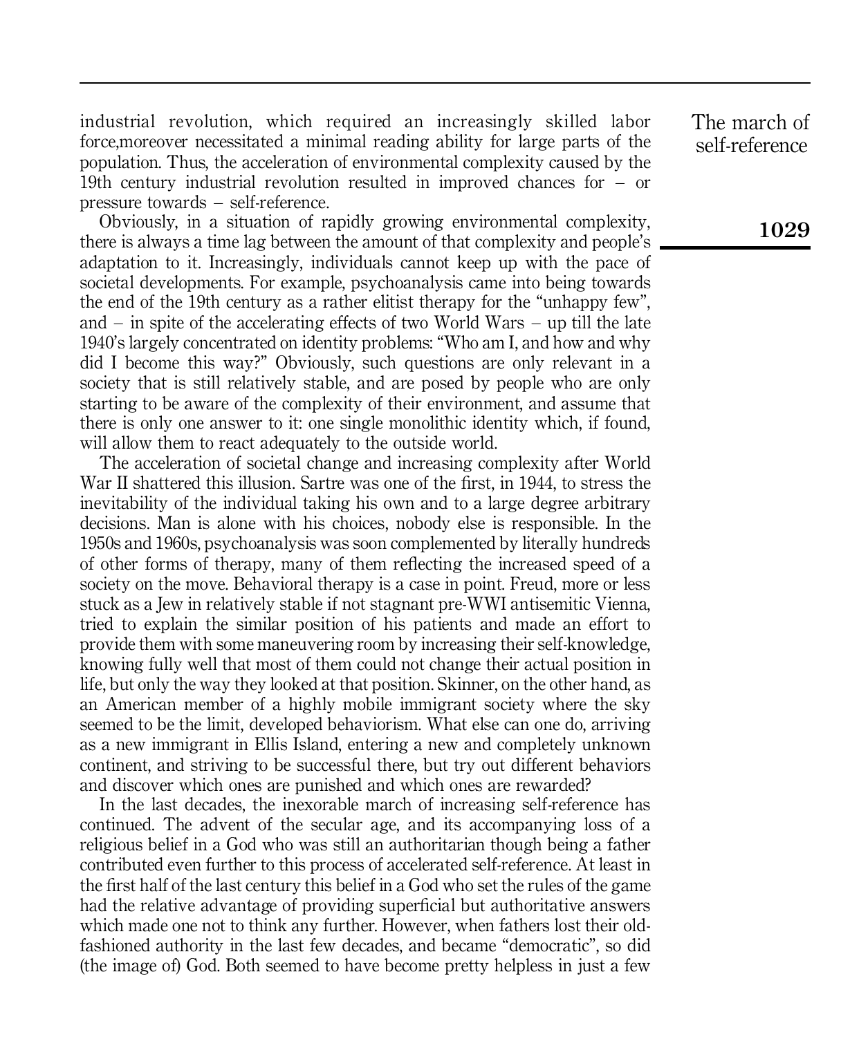industrial revolution, which required an increasingly skilled labor force,moreover necessitated a minimal reading ability for large parts of the population. Thus, the acceleration of environmental complexity caused by the 19th century industrial revolution resulted in improved chances for – or pressure towards – self-reference.

Obviously, in a situation of rapidly growing environmental complexity, there is always a time lag between the amount of that complexity and people's adaptation to it. Increasingly, individuals cannot keep up with the pace of societal developments. For example, psychoanalysis came into being towards the end of the 19th century as a rather elitist therapy for the "unhappy few", and – in spite of the accelerating effects of two World Wars – up till the late 1940's largely concentrated on identity problems: "Who am I, and how and why did I become this way?" Obviously, such questions are only relevant in a society that is still relatively stable, and are posed by people who are only starting to be aware of the complexity of their environment, and assume that there is only one answer to it: one single monolithic identity which, if found, will allow them to react adequately to the outside world.

The acceleration of societal change and increasing complexity after World War II shattered this illusion. Sartre was one of the first, in 1944, to stress the inevitability of the individual taking his own and to a large degree arbitrary decisions. Man is alone with his choices, nobody else is responsible. In the 1950s and 1960s, psychoanalysis was soon complemented by literally hundreds of other forms of therapy, many of them reflecting the increased speed of a society on the move. Behavioral therapy is a case in point. Freud, more or less stuck as a Jew in relatively stable if not stagnant pre-WWI antisemitic Vienna, tried to explain the similar position of his patients and made an effort to provide them with some maneuvering room by increasing their self-knowledge, knowing fully well that most of them could not change their actual position in life, but only the way they looked at that position. Skinner, on the other hand, as an American member of a highly mobile immigrant society where the sky seemed to be the limit, developed behaviorism. What else can one do, arriving as a new immigrant in Ellis Island, entering a new and completely unknown continent, and striving to be successful there, but try out different behaviors and discover which ones are punished and which ones are rewarded?

In the last decades, the inexorable march of increasing self-reference has continued. The advent of the secular age, and its accompanying loss of a religious belief in a God who was still an authoritarian though being a father contributed even further to this process of accelerated self-reference. At least in the first half of the last century this belief in a God who set the rules of the game had the relative advantage of providing superficial but authoritative answers which made one not to think any further. However, when fathers lost their old-fashioned authority in the last few decades, and became "democratic", so did (the image of) God. Both seemed to have become pretty helpless in just a few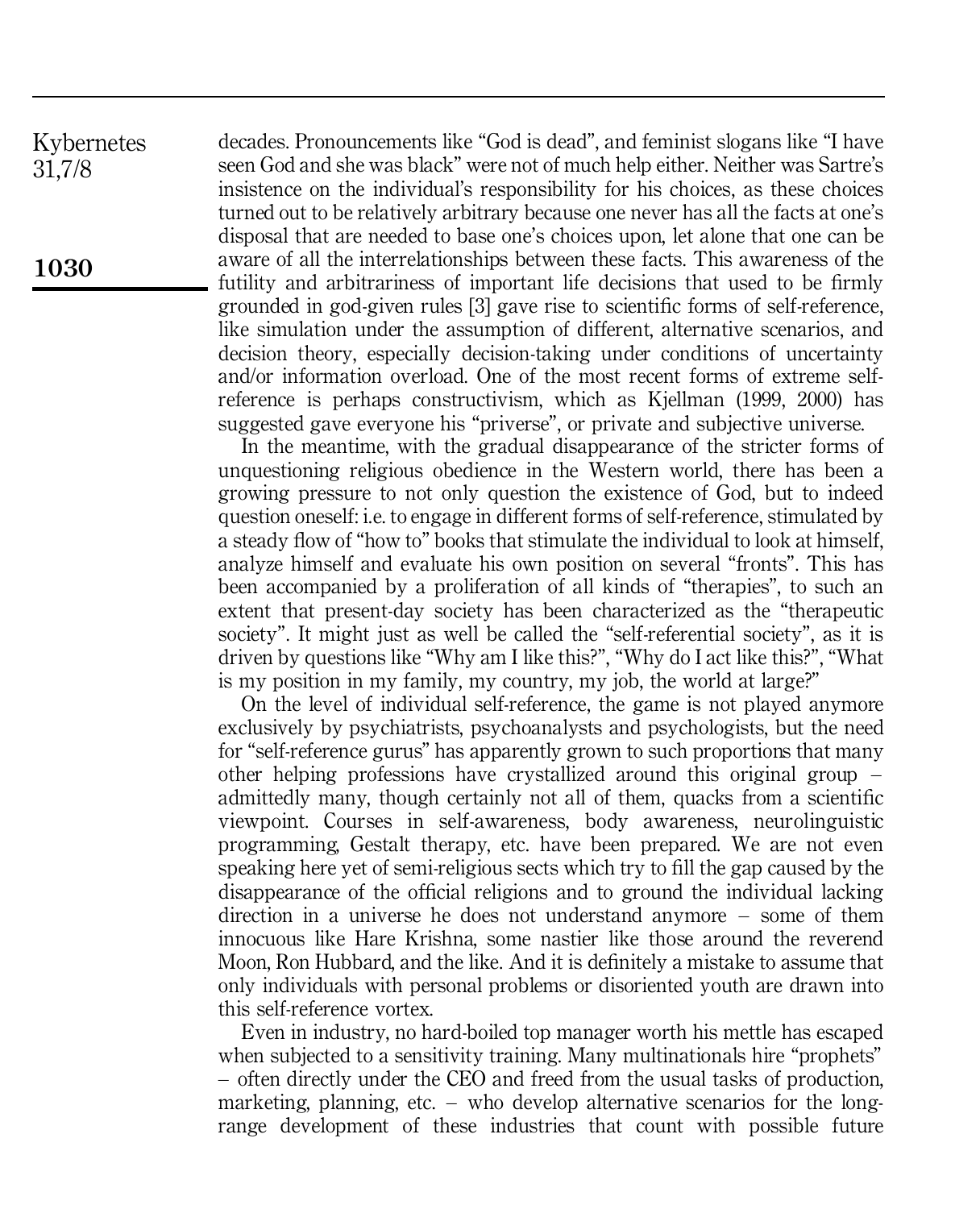decades. Pronouncements like "God is dead", and feminist slogans like "I have seen God and she was black" were not of much help either. Neither was Sartre's insistence on the individual's responsibility for his choices, as these choices turned out to be relatively arbitrary because one never has all the facts at one's disposal that are needed to base one's choices upon, let alone that one can be aware of all the interrelationships between these facts. This awareness of the futility and arbitrariness of important life decisions that used to be firmly grounded in god-given rules [3] gave rise to scientific forms of self-reference, like simulation under the assumption of different, alternative scenarios, and decision theory, especially decision-taking under conditions of uncertainty and/or information overload. One of the most recent forms of extreme self-reference is perhaps constructivism, which as Kjellman (1999, 2000) has suggested gave everyone his "priverse", or private and subjective universe.

In the meantime, with the gradual disappearance of the stricter forms of unquestioning religious obedience in the Western world, there has been a growing pressure to not only question the existence of God, but to indeed question oneself: i.e. to engage in different forms of self-reference, stimulated by a steady flow of "how to" books that stimulate the individual to look at himself, analyze himself and evaluate his own position on several "fronts". This has been accompanied by a proliferation of all kinds of "therapies", to such an extent that present-day society has been characterized as the "therapeutic society". It might just as well be called the "self-referential society", as it is driven by questions like "Why am I like this?", "Why do I act like this?", "What is my position in my family, my country, my job, the world at large?"

On the level of individual self-reference, the game is not played anymore exclusively by psychiatrists, psychoanalysts and psychologists, but the need for "self-reference gurus" has apparently grown to such proportions that many other helping professions have crystallized around this original group – admittedly many, though certainly not all of them, quacks from a scientific viewpoint. Courses in self-awareness, body awareness, neurolinguistic programming, Gestalt therapy, etc. have been prepared. We are not even speaking here yet of semi-religious sects which try to fill the gap caused by the disappearance of the official religions and to ground the individual lacking direction in a universe he does not understand anymore – some of them innocuous like Hare Krishna, some nastier like those around the reverend Moon, Ron Hubbard, and the like. And it is definitely a mistake to assume that only individuals with personal problems or disoriented youth are drawn into this self-reference vortex.

Even in industry, no hard-boiled top manager worth his mettle has escaped when subjected to a sensitivity training. Many multinationals hire "prophets" – often directly under the CEO and freed from the usual tasks of production, marketing, planning, etc. – who develop alternative scenarios for the long-range development of these industries that count with possible future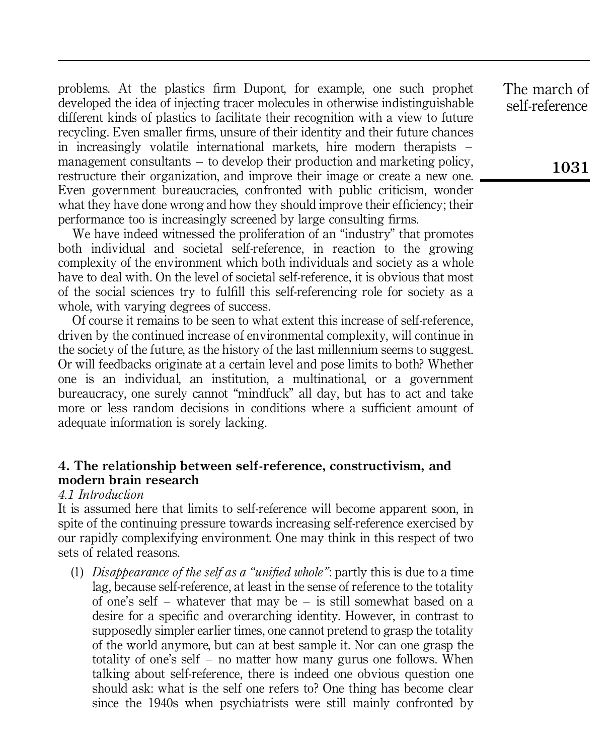problems. At the plastics firm Dupont, for example, one such prophet developed the idea of injecting tracer molecules in otherwise indistinguishable different kinds of plastics to facilitate their recognition with a view to future recycling. Even smaller firms, unsure of their identity and their future chances in increasingly volatile international markets, hire modern therapists – management consultants – to develop their production and marketing policy, restructure their organization, and improve their image or create a new one. Even government bureaucracies, confronted with public criticism, wonder what they have done wrong and how they should improve their efficiency; their performance too is increasingly screened by large consulting firms.

We have indeed witnessed the proliferation of an "industry" that promotes both individual and societal self-reference, in reaction to the growing complexity of the environment which both individuals and society as a whole have to deal with. On the level of societal self-reference, it is obvious that most of the social sciences try to fulfill this self-referencing role for society as a whole, with varying degrees of success.

Of course it remains to be seen to what extent this increase of self-reference, driven by the continued increase of environmental complexity, will continue in the society of the future, as the history of the last millennium seems to suggest. Or will feedbacks originate at a certain level and pose limits to both? Whether one is an individual, an institution, a multinational, or a government bureaucracy, one surely cannot "mindfuck" all day, but has to act and take more or less random decisions in conditions where a sufficient amount of adequate information is sorely lacking.

## 4. The relationship between self-reference, constructivism, and modern brain research

### 4.1 Introduction

It is assumed here that limits to self-reference will become apparent soon, in spite of the continuing pressure towards increasing self-reference exercised by our rapidly complexifying environment. One may think in this respect of two sets of related reasons.

(1) *Disappearance of the self as a "unified whole"*: partly this is due to a time lag, because self-reference, at least in the sense of reference to the totality of one's self – whatever that may be – is still somewhat based on a desire for a specific and overarching identity. However, in contrast to supposedly simpler earlier times, one cannot pretend to grasp the totality of the world anymore, but can at best sample it. Nor can one grasp the totality of one's self – no matter how many gurus one follows. When talking about self-reference, there is indeed one obvious question one should ask: what is the self one refers to? One thing has become clear since the 1940s when psychiatrists were still mainly confronted by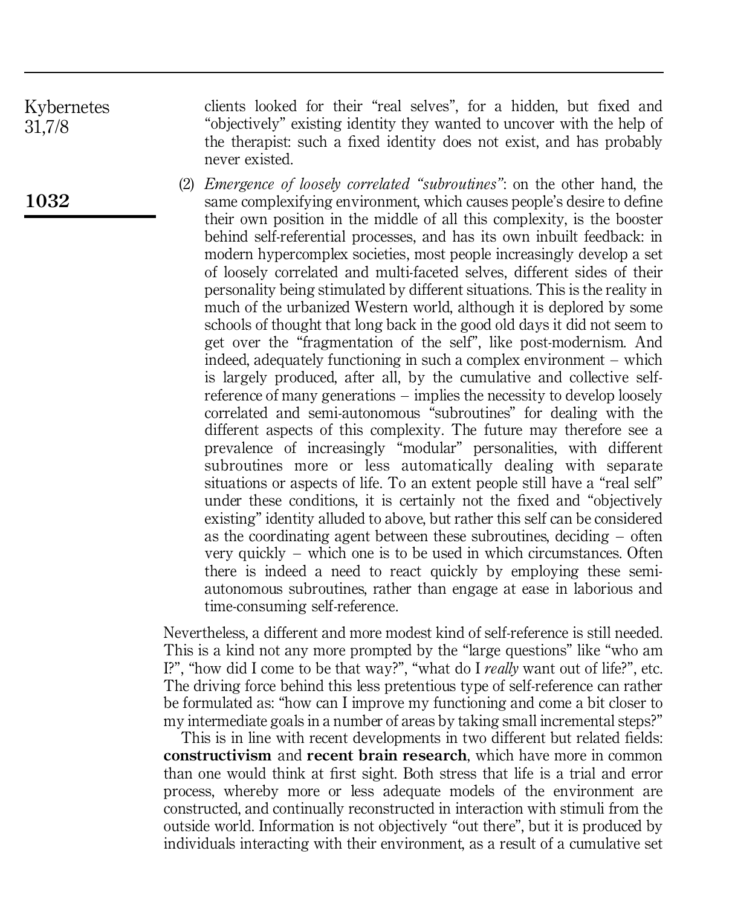clients looked for their "real selves", for a hidden, but fixed and "objectively" existing identity they wanted to uncover with the help of the therapist: such a fixed identity does not exist, and has probably never existed.

(2) *Emergence of loosely correlated "subroutines"*: on the other hand, the same complexifying environment, which causes people's desire to define their own position in the middle of all this complexity, is the booster behind self-referential processes, and has its own inbuilt feedback: in modern hypercomplex societies, most people increasingly develop a set of loosely correlated and multi-faceted selves, different sides of their personality being stimulated by different situations. This is the reality in much of the urbanized Western world, although it is deplored by some schools of thought that long back in the good old days it did not seem to get over the "fragmentation of the self", like post-modernism. And indeed, adequately functioning in such a complex environment – which is largely produced, after all, by the cumulative and collective self-reference of many generations – implies the necessity to develop loosely correlated and semi-autonomous "subroutines" for dealing with the different aspects of this complexity. The future may therefore see a prevalence of increasingly "modular" personalities, with different subroutines more or less automatically dealing with separate situations or aspects of life. To an extent people still have a "real self" under these conditions, it is certainly not the fixed and "objectively existing" identity alluded to above, but rather this self can be considered as the coordinating agent between these subroutines, deciding – often very quickly – which one is to be used in which circumstances. Often there is indeed a need to react quickly by employing these semi-autonomous subroutines, rather than engage at ease in laborious and time-consuming self-reference.

Nevertheless, a different and more modest kind of self-reference is still needed. This is a kind not any more prompted by the "large questions" like "who am I?", "how did I come to be that way?", "what do I *really* want out of life?", etc. The driving force behind this less pretentious type of self-reference can rather be formulated as: "how can I improve my functioning and come a bit closer to my intermediate goals in a number of areas by taking small incremental steps?"

This is in line with recent developments in two different but related fields: **constructivism** and **recent brain research**, which have more in common than one would think at first sight. Both stress that life is a trial and error process, whereby more or less adequate models of the environment are constructed, and continually reconstructed in interaction with stimuli from the outside world. Information is not objectively "out there", but it is produced by individuals interacting with their environment, as a result of a cumulative set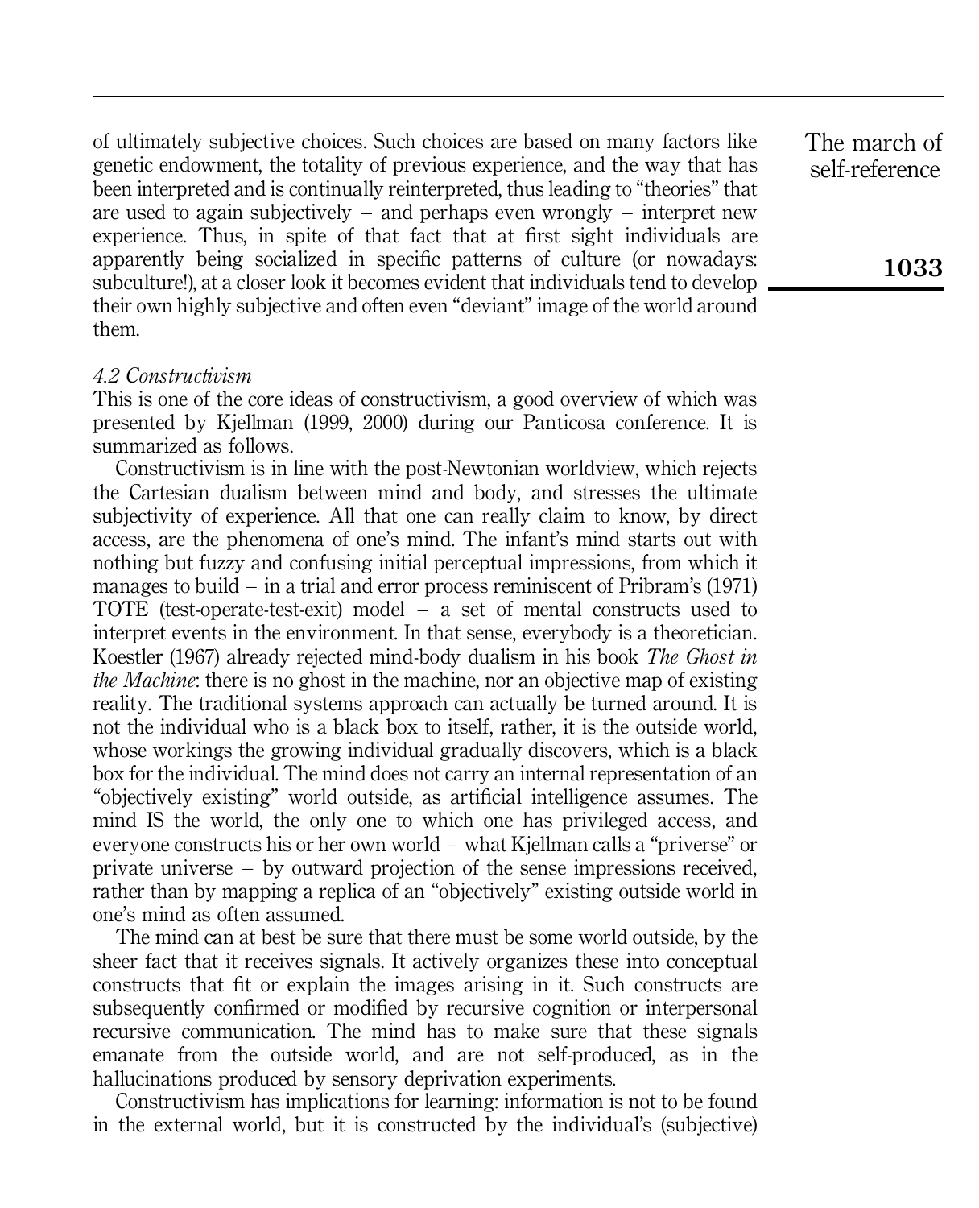of ultimately subjective choices. Such choices are based on many factors like genetic endowment, the totality of previous experience, and the way that has been interpreted and is continually reinterpreted, thus leading to "theories" that are used to again subjectively – and perhaps even wrongly – interpret new experience. Thus, in spite of that fact that at first sight individuals are apparently being socialized in specific patterns of culture (or nowadays: subculture!), at a closer look it becomes evident that individuals tend to develop their own highly subjective and often even "deviant" image of the world around them.

### *4.2 Constructivism*

This is one of the core ideas of constructivism, a good overview of which was presented by Kjellman (1999, 2000) during our Panticosa conference. It is summarized as follows.

Constructivism is in line with the post-Newtonian worldview, which rejects the Cartesian dualism between mind and body, and stresses the ultimate subjectivity of experience. All that one can really claim to know, by direct access, are the phenomena of one's mind. The infant's mind starts out with nothing but fuzzy and confusing initial perceptual impressions, from which it manages to build – in a trial and error process reminiscent of Pribram's (1971) TOTE (test-operate-test-exit) model – a set of mental constructs used to interpret events in the environment. In that sense, everybody is a theoretician. Koestler (1967) already rejected mind-body dualism in his book *The Ghost in the Machine*: there is no ghost in the machine, nor an objective map of existing reality. The traditional systems approach can actually be turned around. It is not the individual who is a black box to itself, rather, it is the outside world, whose workings the growing individual gradually discovers, which is a black box for the individual. The mind does not carry an internal representation of an "objectively existing" world outside, as artificial intelligence assumes. The mind IS the world, the only one to which one has privileged access, and everyone constructs his or her own world – what Kjellman calls a "priverse" or private universe – by outward projection of the sense impressions received, rather than by mapping a replica of an "objectively" existing outside world in one's mind as often assumed.

The mind can at best be sure that there must be some world outside, by the sheer fact that it receives signals. It actively organizes these into conceptual constructs that fit or explain the images arising in it. Such constructs are subsequently confirmed or modified by recursive cognition or interpersonal recursive communication. The mind has to make sure that these signals emanate from the outside world, and are not self-produced, as in the hallucinations produced by sensory deprivation experiments.

Constructivism has implications for learning: information is not to be found in the external world, but it is constructed by the individual's (subjective)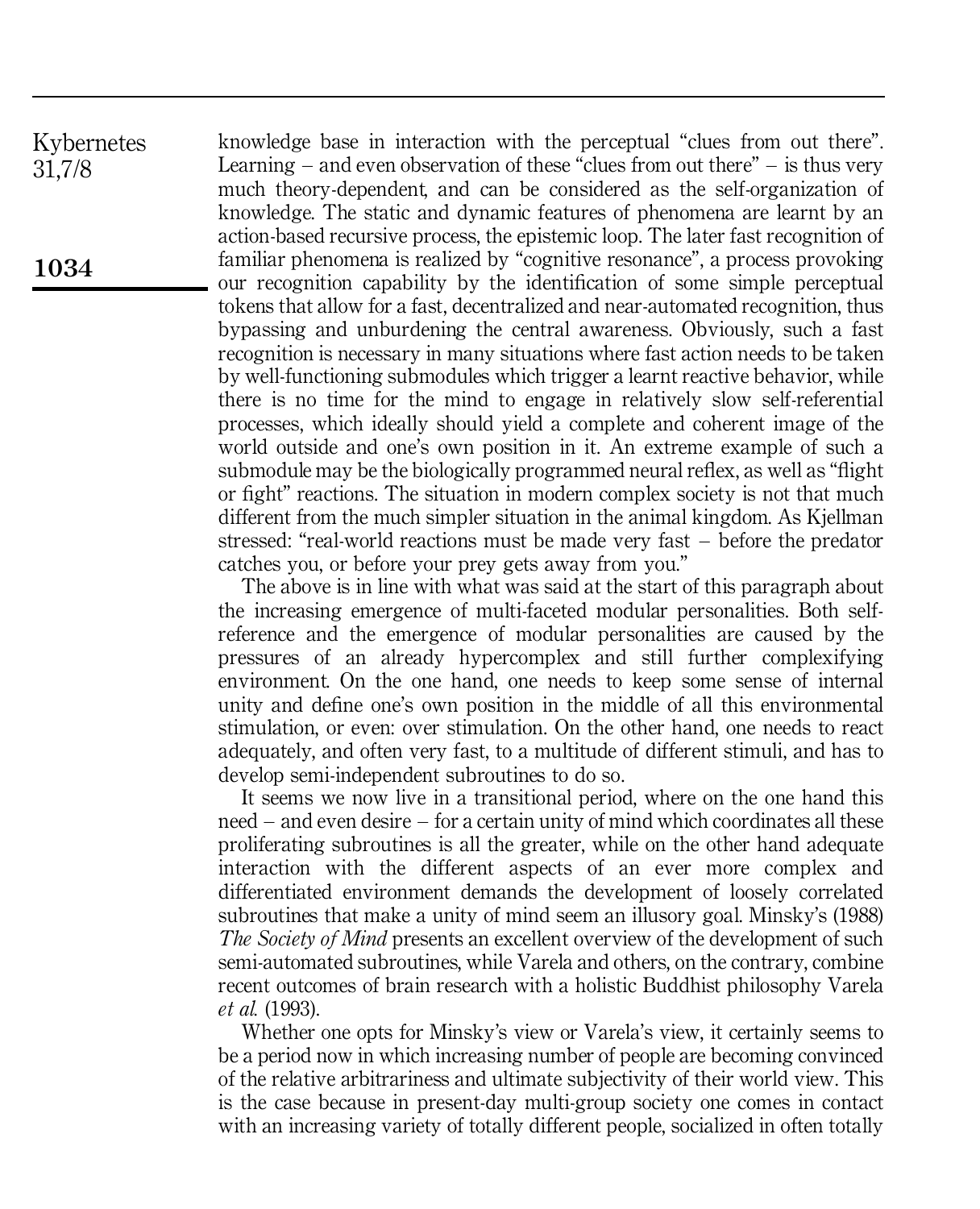knowledge base in interaction with the perceptual "clues from out there". Learning – and even observation of these "clues from out there" – is thus very much theory-dependent, and can be considered as the self-organization of knowledge. The static and dynamic features of phenomena are learnt by an action-based recursive process, the epistemic loop. The later fast recognition of familiar phenomena is realized by "cognitive resonance", a process provoking our recognition capability by the identification of some simple perceptual tokens that allow for a fast, decentralized and near-automated recognition, thus bypassing and unburdening the central awareness. Obviously, such a fast recognition is necessary in many situations where fast action needs to be taken by well-functioning submodules which trigger a learnt reactive behavior, while there is no time for the mind to engage in relatively slow self-referential processes, which ideally should yield a complete and coherent image of the world outside and one's own position in it. An extreme example of such a submodule may be the biologically programmed neural reflex, as well as "flight or fight" reactions. The situation in modern complex society is not that much different from the much simpler situation in the animal kingdom. As Kjellman stressed: "real-world reactions must be made very fast – before the predator catches you, or before your prey gets away from you."

The above is in line with what was said at the start of this paragraph about the increasing emergence of multi-faceted modular personalities. Both self-reference and the emergence of modular personalities are caused by the pressures of an already hypercomplex and still further complexifying environment. On the one hand, one needs to keep some sense of internal unity and define one's own position in the middle of all this environmental stimulation, or even: over stimulation. On the other hand, one needs to react adequately, and often very fast, to a multitude of different stimuli, and has to develop semi-independent subroutines to do so.

It seems we now live in a transitional period, where on the one hand this need – and even desire – for a certain unity of mind which coordinates all these proliferating subroutines is all the greater, while on the other hand adequate interaction with the different aspects of an ever more complex and differentiated environment demands the development of loosely correlated subroutines that make a unity of mind seem an illusory goal. Minsky's (1988) *The Society of Mind* presents an excellent overview of the development of such semi-automated subroutines, while Varela and others, on the contrary, combine recent outcomes of brain research with a holistic Buddhist philosophy Varela *et al.* (1993).

Whether one opts for Minsky's view or Varela's view, it certainly seems to be a period now in which increasing number of people are becoming convinced of the relative arbitrariness and ultimate subjectivity of their world view. This is the case because in present-day multi-group society one comes in contact with an increasing variety of totally different people, socialized in often totally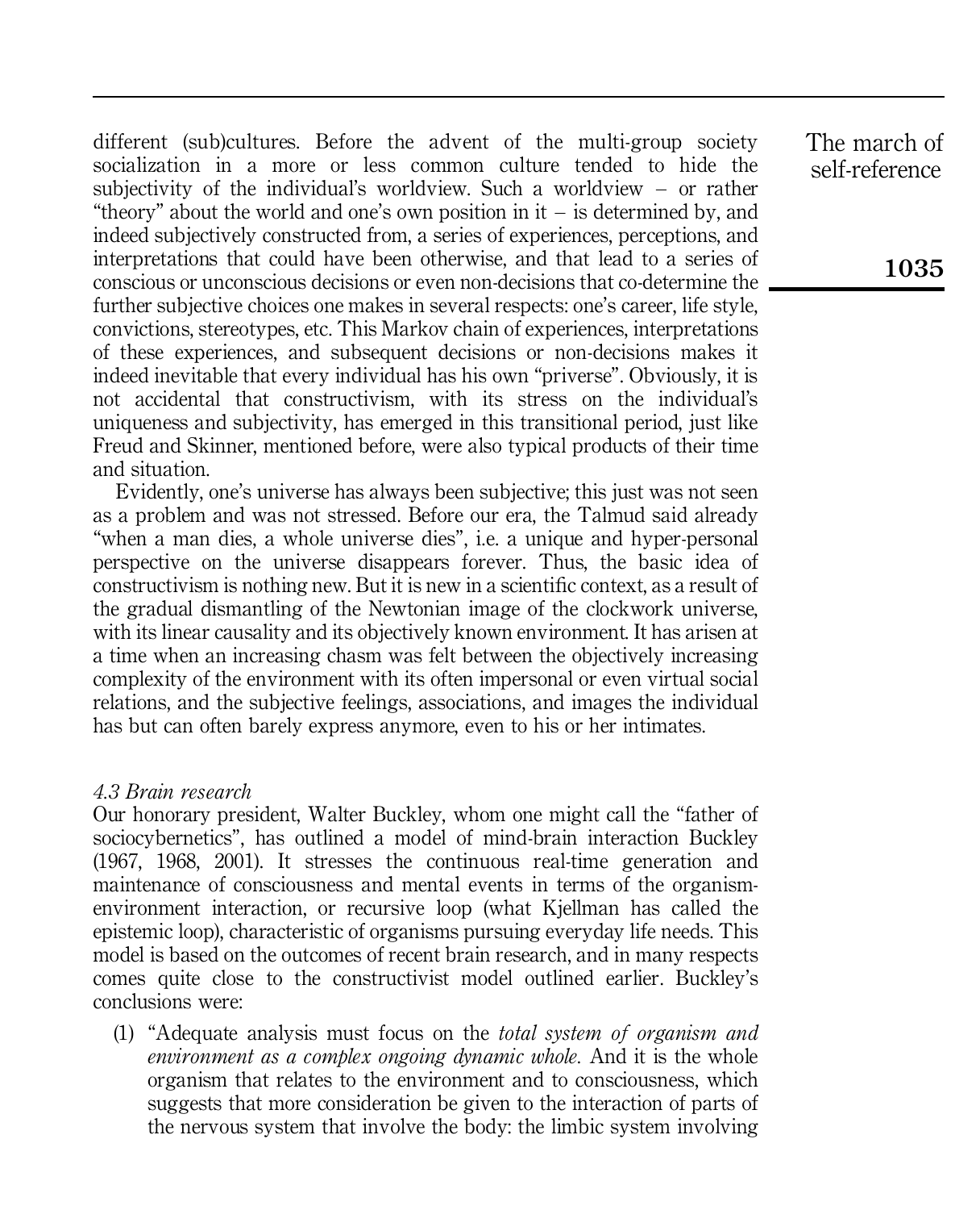different (sub)cultures. Before the advent of the multi-group society socialization in a more or less common culture tended to hide the subjectivity of the individual's worldview. Such a worldview – or rather "theory" about the world and one's own position in it – is determined by, and indeed subjectively constructed from, a series of experiences, perceptions, and interpretations that could have been otherwise, and that lead to a series of conscious or unconscious decisions or even non-decisions that co-determine the further subjective choices one makes in several respects: one's career, life style, convictions, stereotypes, etc. This Markov chain of experiences, interpretations of these experiences, and subsequent decisions or non-decisions makes it indeed inevitable that every individual has his own "priverse". Obviously, it is not accidental that constructivism, with its stress on the individual's uniqueness and subjectivity, has emerged in this transitional period, just like Freud and Skinner, mentioned before, were also typical products of their time and situation.

Evidently, one's universe has always been subjective; this just was not seen as a problem and was not stressed. Before our era, the Talmud said already "when a man dies, a whole universe dies", i.e. a unique and hyper-personal perspective on the universe disappears forever. Thus, the basic idea of constructivism is nothing new. But it is new in a scientific context, as a result of the gradual dismantling of the Newtonian image of the clockwork universe, with its linear causality and its objectively known environment. It has arisen at a time when an increasing chasm was felt between the objectively increasing complexity of the environment with its often impersonal or even virtual social relations, and the subjective feelings, associations, and images the individual has but can often barely express anymore, even to his or her intimates.

### *4.3 Brain research*

Our honorary president, Walter Buckley, whom one might call the "father of sociocybernetics", has outlined a model of mind-brain interaction Buckley (1967, 1968, 2001). It stresses the continuous real-time generation and maintenance of consciousness and mental events in terms of the organism-environment interaction, or recursive loop (what Kjellman has called the epistemic loop), characteristic of organisms pursuing everyday life needs. This model is based on the outcomes of recent brain research, and in many respects comes quite close to the constructivist model outlined earlier. Buckley's conclusions were:

(1) "Adequate analysis must focus on the *total system of organism and environment as a complex ongoing dynamic whole*. And it is the whole organism that relates to the environment and to consciousness, which suggests that more consideration be given to the interaction of parts of the nervous system that involve the body: the limbic system involving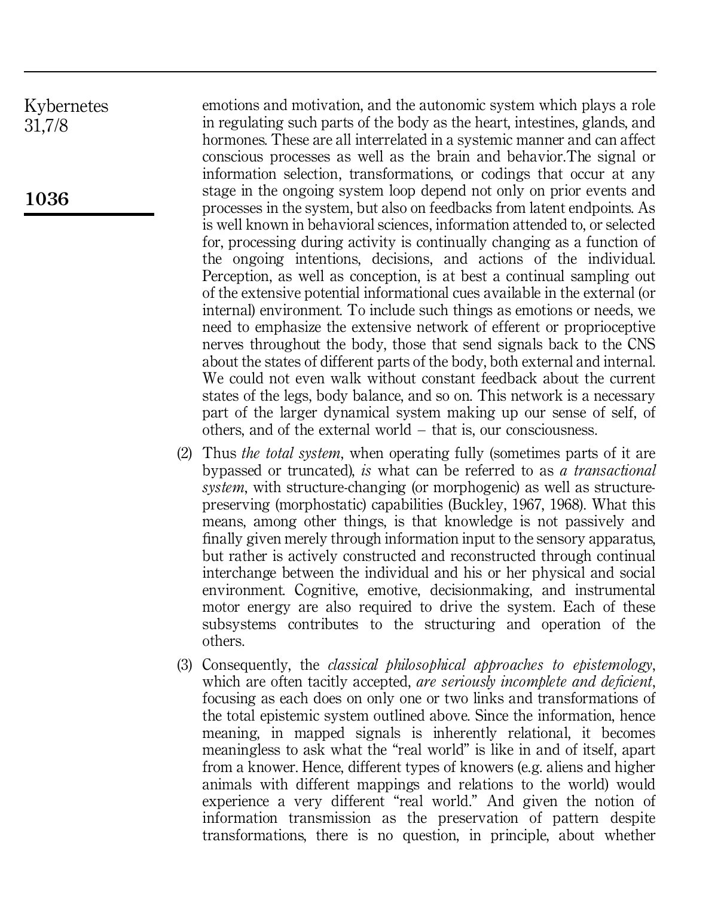emotions and motivation, and the autonomic system which plays a role in regulating such parts of the body as the heart, intestines, glands, and hormones. These are all interrelated in a systemic manner and can affect conscious processes as well as the brain and behavior.The signal or information selection, transformations, or codings that occur at any stage in the ongoing system loop depend not only on prior events and processes in the system, but also on feedbacks from latent endpoints. As is well known in behavioral sciences, information attended to, or selected for, processing during activity is continually changing as a function of the ongoing intentions, decisions, and actions of the individual. Perception, as well as conception, is at best a continual sampling out of the extensive potential informational cues available in the external (or internal) environment. To include such things as emotions or needs, we need to emphasize the extensive network of efferent or proprioceptive nerves throughout the body, those that send signals back to the CNS about the states of different parts of the body, both external and internal. We could not even walk without constant feedback about the current states of the legs, body balance, and so on. This network is a necessary part of the larger dynamical system making up our sense of self, of others, and of the external world – that is, our consciousness.

(2) Thus *the total system*, when operating fully (sometimes parts of it are bypassed or truncated), *is* what can be referred to as *a transactional system*, with structure-changing (or morphogenic) as well as structure-preserving (morphostatic) capabilities (Buckley, 1967, 1968). What this means, among other things, is that knowledge is not passively and finally given merely through information input to the sensory apparatus, but rather is actively constructed and reconstructed through continual interchange between the individual and his or her physical and social environment. Cognitive, emotive, decisionmaking, and instrumental motor energy are also required to drive the system. Each of these subsystems contributes to the structuring and operation of the others.

(3) Consequently, the *classical philosophical approaches to epistemology*, which are often tacitly accepted, *are seriously incomplete and deficient*, focusing as each does on only one or two links and transformations of the total epistemic system outlined above. Since the information, hence meaning, in mapped signals is inherently relational, it becomes meaningless to ask what the "real world" is like in and of itself, apart from a knower. Hence, different types of knowers (e.g. aliens and higher animals with different mappings and relations to the world) would experience a very different "real world." And given the notion of information transmission as the preservation of pattern despite transformations, there is no question, in principle, about whether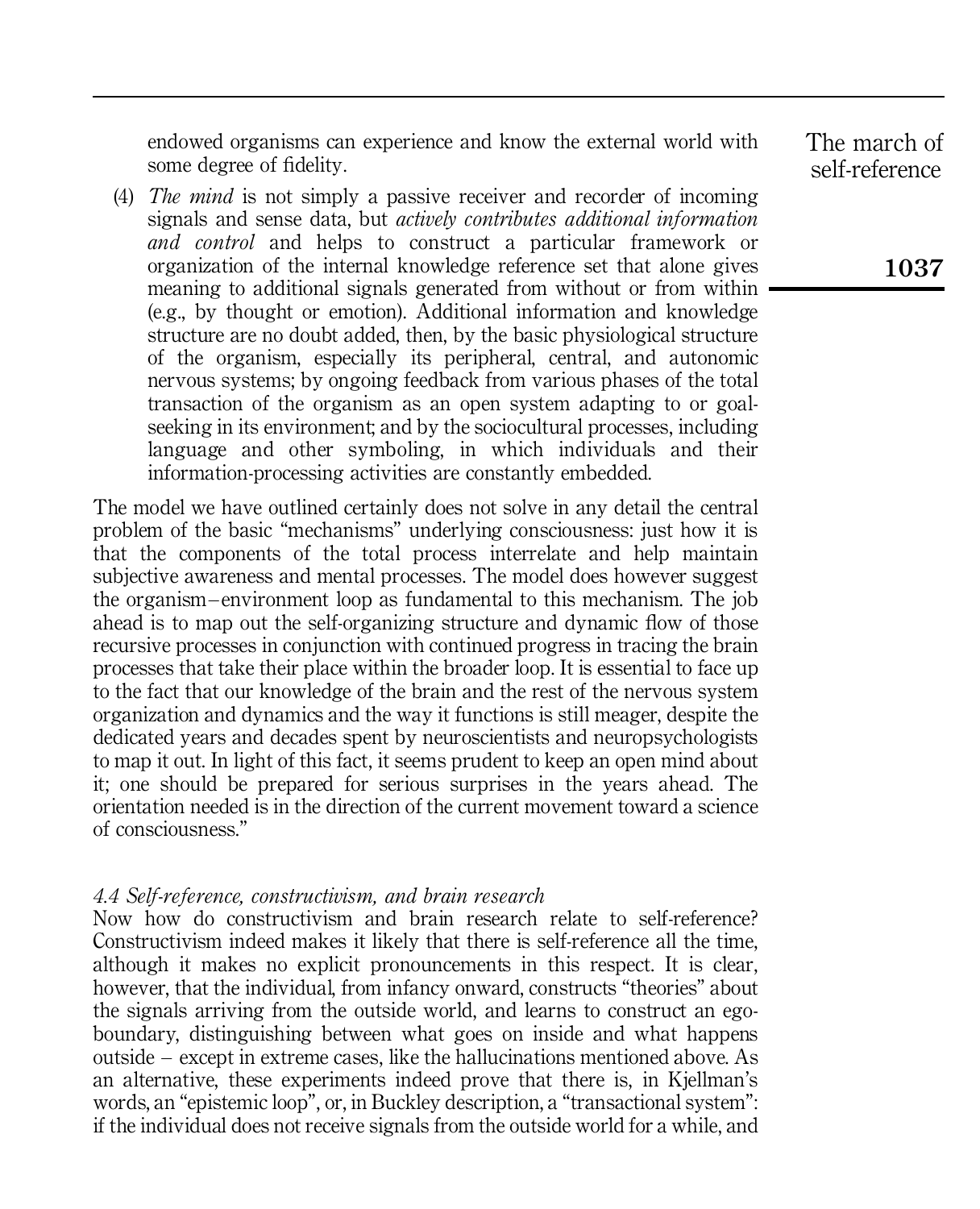endowed organisms can experience and know the external world with some degree of fidelity.

(4) *The mind* is not simply a passive receiver and recorder of incoming signals and sense data, but *actively contributes additional information and control* and helps to construct a particular framework or organization of the internal knowledge reference set that alone gives meaning to additional signals generated from without or from within (e.g., by thought or emotion). Additional information and knowledge structure are no doubt added, then, by the basic physiological structure of the organism, especially its peripheral, central, and autonomic nervous systems; by ongoing feedback from various phases of the total transaction of the organism as an open system adapting to or goal-seeking in its environment; and by the sociocultural processes, including language and other symboling, in which individuals and their information-processing activities are constantly embedded.

The model we have outlined certainly does not solve in any detail the central problem of the basic "mechanisms" underlying consciousness: just how it is that the components of the total process interrelate and help maintain subjective awareness and mental processes. The model does however suggest the organism–environment loop as fundamental to this mechanism. The job ahead is to map out the self-organizing structure and dynamic flow of those recursive processes in conjunction with continued progress in tracing the brain processes that take their place within the broader loop. It is essential to face up to the fact that our knowledge of the brain and the rest of the nervous system organization and dynamics and the way it functions is still meager, despite the dedicated years and decades spent by neuroscientists and neuropsychologists to map it out. In light of this fact, it seems prudent to keep an open mind about it; one should be prepared for serious surprises in the years ahead. The orientation needed is in the direction of the current movement toward a science of consciousness."

### *4.4 Self-reference, constructivism, and brain research*

Now how do constructivism and brain research relate to self-reference? Constructivism indeed makes it likely that there is self-reference all the time, although it makes no explicit pronouncements in this respect. It is clear, however, that the individual, from infancy onward, constructs "theories" about the signals arriving from the outside world, and learns to construct an ego-boundary, distinguishing between what goes on inside and what happens outside – except in extreme cases, like the hallucinations mentioned above. As an alternative, these experiments indeed prove that there is, in Kjellman's words, an "epistemic loop", or, in Buckley description, a "transactional system": if the individual does not receive signals from the outside world for a while, and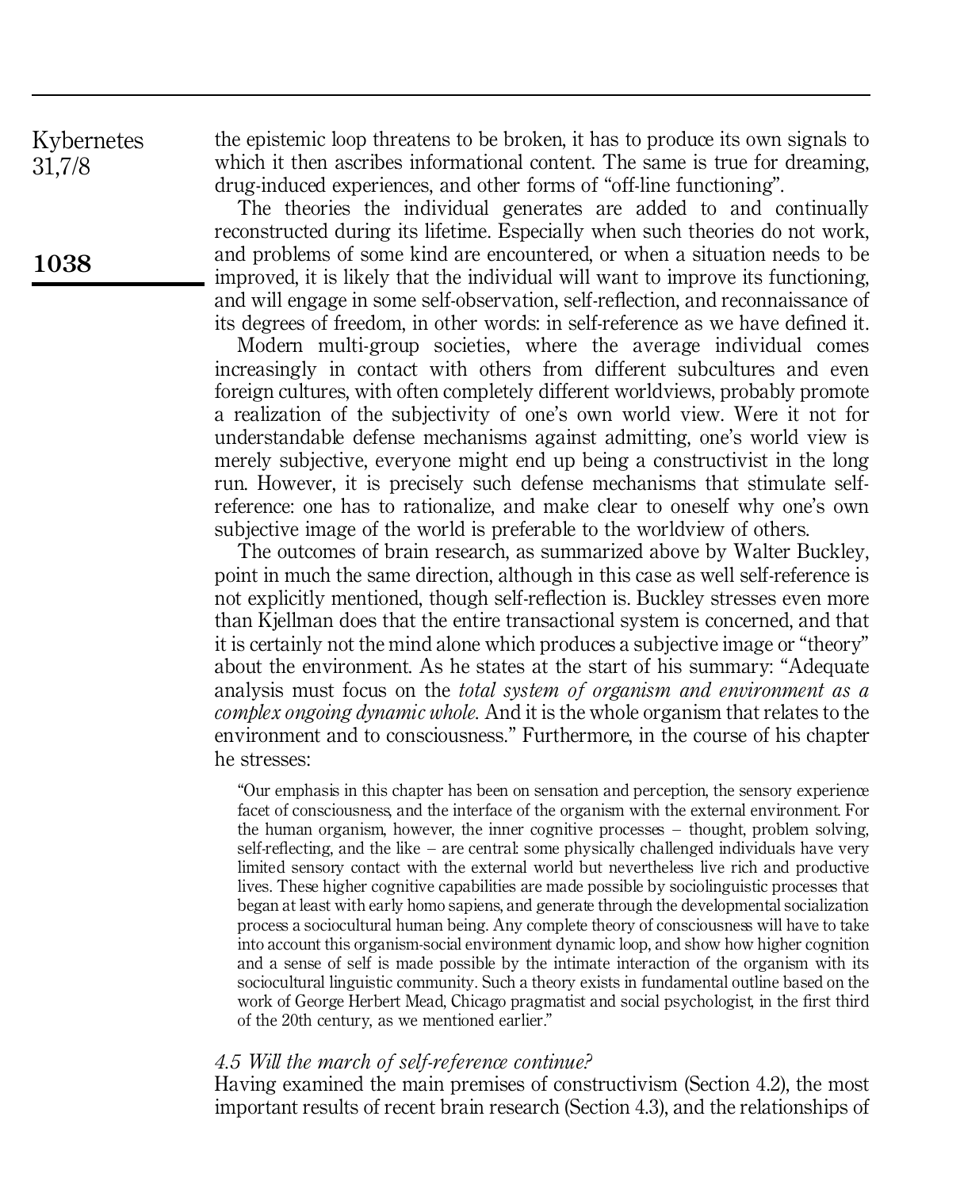the epistemic loop threatens to be broken, it has to produce its own signals to which it then ascribes informational content. The same is true for dreaming, drug-induced experiences, and other forms of "off-line functioning".

The theories the individual generates are added to and continually reconstructed during its lifetime. Especially when such theories do not work, and problems of some kind are encountered, or when a situation needs to be improved, it is likely that the individual will want to improve its functioning, and will engage in some self-observation, self-reflection, and reconnaissance of its degrees of freedom, in other words: in self-reference as we have defined it.

Modern multi-group societies, where the average individual comes increasingly in contact with others from different subcultures and even foreign cultures, with often completely different worldviews, probably promote a realization of the subjectivity of one's own world view. Were it not for understandable defense mechanisms against admitting, one's world view is merely subjective, everyone might end up being a constructivist in the long run. However, it is precisely such defense mechanisms that stimulate self-reference: one has to rationalize, and make clear to oneself why one's own subjective image of the world is preferable to the worldview of others.

The outcomes of brain research, as summarized above by Walter Buckley, point in much the same direction, although in this case as well self-reference is not explicitly mentioned, though self-reflection is. Buckley stresses even more than Kjellman does that the entire transactional system is concerned, and that it is certainly not the mind alone which produces a subjective image or "theory" about the environment. As he states at the start of his summary: "Adequate analysis must focus on the *total system of organism and environment as a complex ongoing dynamic whole*. And it is the whole organism that relates to the environment and to consciousness." Furthermore, in the course of his chapter he stresses:

> "Our emphasis in this chapter has been on sensation and perception, the sensory experience facet of consciousness, and the interface of the organism with the external environment. For the human organism, however, the inner cognitive processes – thought, problem solving, self-reflecting, and the like – are central: some physically challenged individuals have very limited sensory contact with the external world but nevertheless live rich and productive lives. These higher cognitive capabilities are made possible by sociolinguistic processes that began at least with early homo sapiens, and generate through the developmental socialization process a sociocultural human being. Any complete theory of consciousness will have to take into account this organism-social environment dynamic loop, and show how higher cognition and a sense of self is made possible by the intimate interaction of the organism with its sociocultural linguistic community. Such a theory exists in fundamental outline based on the work of George Herbert Mead, Chicago pragmatist and social psychologist, in the first third of the 20th century, as we mentioned earlier."

### *4.5 Will the march of self-reference continue?*

Having examined the main premises of constructivism (Section 4.2), the most important results of recent brain research (Section 4.3), and the relationships of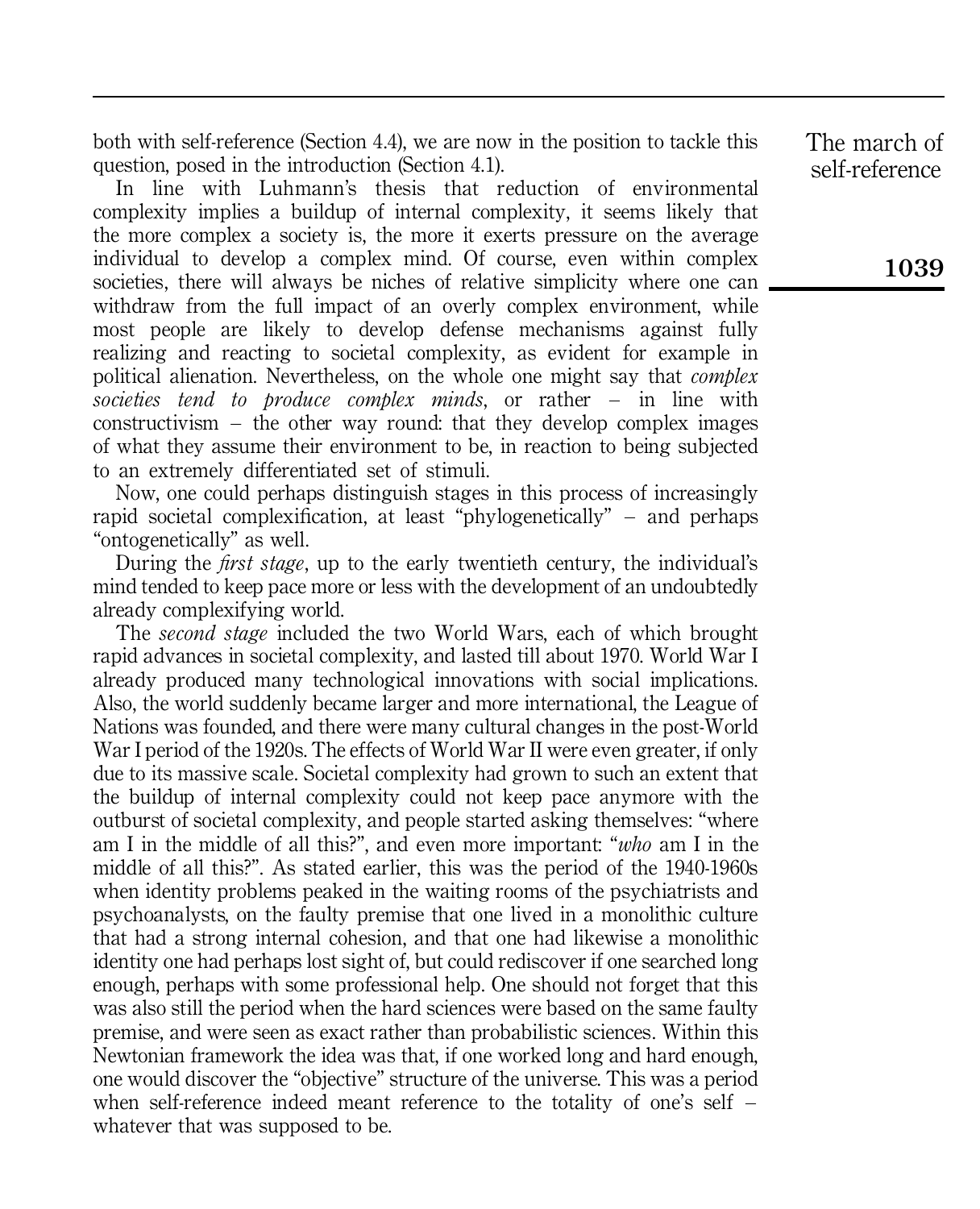both with self-reference (Section 4.4), we are now in the position to tackle this question, posed in the introduction (Section 4.1).

In line with Luhmann's thesis that reduction of environmental complexity implies a buildup of internal complexity, it seems likely that the more complex a society is, the more it exerts pressure on the average individual to develop a complex mind. Of course, even within complex societies, there will always be niches of relative simplicity where one can withdraw from the full impact of an overly complex environment, while most people are likely to develop defense mechanisms against fully realizing and reacting to societal complexity, as evident for example in political alienation. Nevertheless, on the whole one might say that *complex societies tend to produce complex minds*, or rather – in line with constructivism – the other way round: that they develop complex images of what they assume their environment to be, in reaction to being subjected to an extremely differentiated set of stimuli.

Now, one could perhaps distinguish stages in this process of increasingly rapid societal complexification, at least "phylogenetically" – and perhaps "ontogenetically" as well.

During the *first stage*, up to the early twentieth century, the individual's mind tended to keep pace more or less with the development of an undoubtedly already complexifying world.

The *second stage* included the two World Wars, each of which brought rapid advances in societal complexity, and lasted till about 1970. World War I already produced many technological innovations with social implications. Also, the world suddenly became larger and more international, the League of Nations was founded, and there were many cultural changes in the post-World War I period of the 1920s. The effects of World War II were even greater, if only due to its massive scale. Societal complexity had grown to such an extent that the buildup of internal complexity could not keep pace anymore with the outburst of societal complexity, and people started asking themselves: "where am I in the middle of all this?", and even more important: "*who* am I in the middle of all this?". As stated earlier, this was the period of the 1940-1960s when identity problems peaked in the waiting rooms of the psychiatrists and psychoanalysts, on the faulty premise that one lived in a monolithic culture that had a strong internal cohesion, and that one had likewise a monolithic identity one had perhaps lost sight of, but could rediscover if one searched long enough, perhaps with some professional help. One should not forget that this was also still the period when the hard sciences were based on the same faulty premise, and were seen as exact rather than probabilistic sciences. Within this Newtonian framework the idea was that, if one worked long and hard enough, one would discover the "objective" structure of the universe. This was a period when self-reference indeed meant reference to the totality of one's self – whatever that was supposed to be.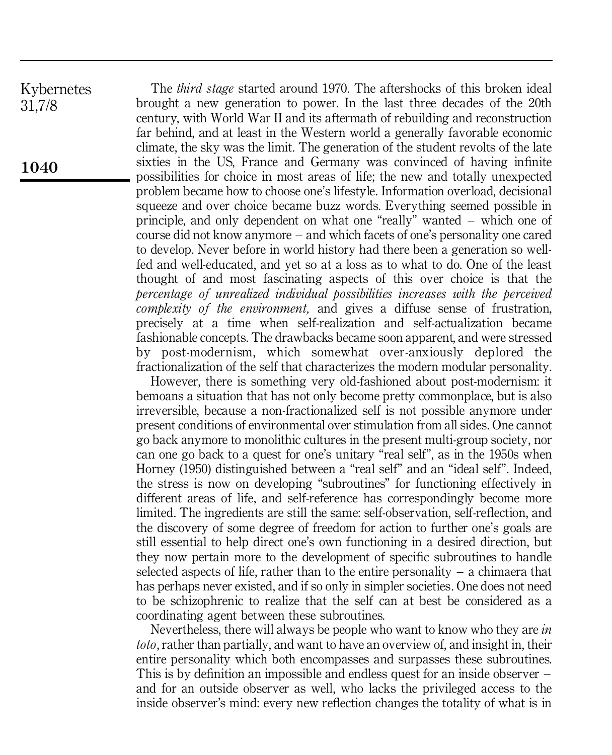The *third stage* started around 1970. The aftershocks of this broken ideal brought a new generation to power. In the last three decades of the 20th century, with World War II and its aftermath of rebuilding and reconstruction far behind, and at least in the Western world a generally favorable economic climate, the sky was the limit. The generation of the student revolts of the late sixties in the US, France and Germany was convinced of having infinite possibilities for choice in most areas of life; the new and totally unexpected problem became how to choose one's lifestyle. Information overload, decisional squeeze and over choice became buzz words. Everything seemed possible in principle, and only dependent on what one "really" wanted – which one of course did not know anymore – and which facets of one's personality one cared to develop. Never before in world history had there been a generation so well-fed and well-educated, and yet so at a loss as to what to do. One of the least thought of and most fascinating aspects of this over choice is that the *percentage of unrealized individual possibilities increases with the perceived complexity of the environment,* and gives a diffuse sense of frustration, precisely at a time when self-realization and self-actualization became fashionable concepts. The drawbacks became soon apparent, and were stressed by post-modernism, which somewhat over-anxiously deplored the fractionalization of the self that characterizes the modern modular personality.

However, there is something very old-fashioned about post-modernism: it bemoans a situation that has not only become pretty commonplace, but is also irreversible, because a non-fractionalized self is not possible anymore under present conditions of environmental over stimulation from all sides. One cannot go back anymore to monolithic cultures in the present multi-group society, nor can one go back to a quest for one's unitary "real self", as in the 1950s when Horney (1950) distinguished between a "real self" and an "ideal self". Indeed, the stress is now on developing "subroutines" for functioning effectively in different areas of life, and self-reference has correspondingly become more limited. The ingredients are still the same: self-observation, self-reflection, and the discovery of some degree of freedom for action to further one's goals are still essential to help direct one's own functioning in a desired direction, but they now pertain more to the development of specific subroutines to handle selected aspects of life, rather than to the entire personality – a chimaera that has perhaps never existed, and if so only in simpler societies. One does not need to be schizophrenic to realize that the self can at best be considered as a coordinating agent between these subroutines.

Nevertheless, there will always be people who want to know who they are *in toto*, rather than partially, and want to have an overview of, and insight in, their entire personality which both encompasses and surpasses these subroutines. This is by definition an impossible and endless quest for an inside observer – and for an outside observer as well, who lacks the privileged access to the inside observer's mind: every new reflection changes the totality of what is in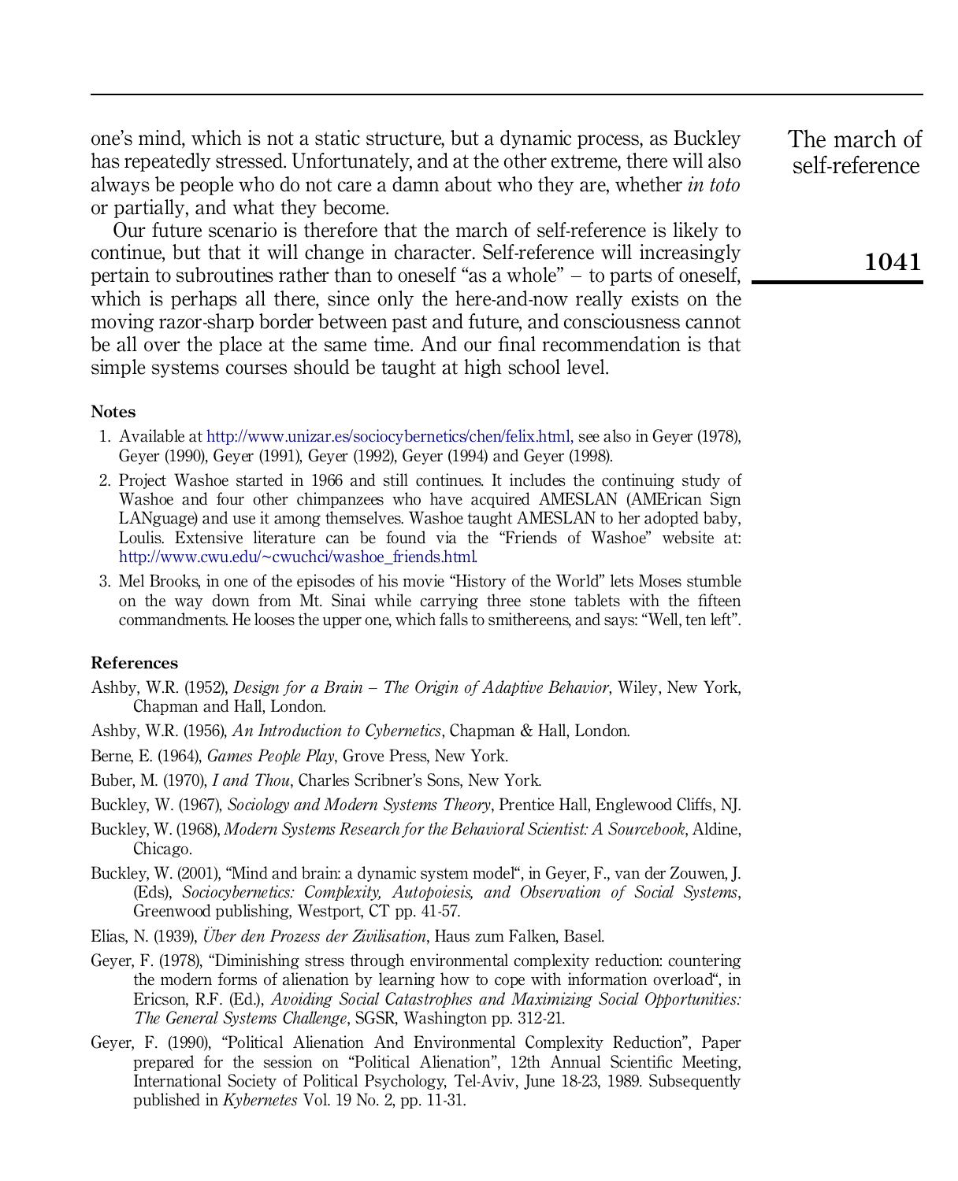one's mind, which is not a static structure, but a dynamic process, as Buckley has repeatedly stressed. Unfortunately, and at the other extreme, there will also always be people who do not care a damn about who they are, whether *in toto* or partially, and what they become.

Our future scenario is therefore that the march of self-reference is likely to continue, but that it will change in character. Self-reference will increasingly pertain to subroutines rather than to oneself "as a whole" – to parts of oneself, which is perhaps all there, since only the here-and-now really exists on the moving razor-sharp border between past and future, and consciousness cannot be all over the place at the same time. And our final recommendation is that simple systems courses should be taught at high school level.

### Notes

1. Available at http://www.unizar.es/sociocybernetics/chen/felix.html, see also in Geyer (1978), Geyer (1990), Geyer (1991), Geyer (1992), Geyer (1994) and Geyer (1998).
2. Project Washoe started in 1966 and still continues. It includes the continuing study of Washoe and four other chimpanzees who have acquired AMESLAN (AMErican Sign LANguage) and use it among themselves. Washoe taught AMESLAN to her adopted baby, Loulis. Extensive literature can be found via the "Friends of Washoe" website at: http://www.cwu.edu/~cwuchci/washoe_friends.html.
3. Mel Brooks, in one of the episodes of his movie "History of the World" lets Moses stumble on the way down from Mt. Sinai while carrying three stone tablets with the fifteen commandments. He looses the upper one, which falls to smithereens, and says: "Well, ten left".

### References

Ashby, W.R. (1952), *Design for a Brain – The Origin of Adaptive Behavior*, Wiley, New York, Chapman and Hall, London.

Ashby, W.R. (1956), *An Introduction to Cybernetics*, Chapman & Hall, London.

Berne, E. (1964), *Games People Play*, Grove Press, New York.

Buber, M. (1970), *I and Thou*, Charles Scribner's Sons, New York.

Buckley, W. (1967), *Sociology and Modern Systems Theory*, Prentice Hall, Englewood Cliffs, NJ.

Buckley, W. (1968), *Modern Systems Research for the Behavioral Scientist: A Sourcebook*, Aldine, Chicago.

Buckley, W. (2001), "Mind and brain: a dynamic system model", in Geyer, F., van der Zouwen, J. (Eds), *Sociocybernetics: Complexity, Autopoiesis, and Observation of Social Systems*, Greenwood publishing, Westport, CT pp. 41-57.

Elias, N. (1939), *Über den Prozess der Zivilisation*, Haus zum Falken, Basel.

Geyer, F. (1978), "Diminishing stress through environmental complexity reduction: countering the modern forms of alienation by learning how to cope with information overload", in Ericson, R.F. (Ed.), *Avoiding Social Catastrophes and Maximizing Social Opportunities: The General Systems Challenge*, SGSR, Washington pp. 312-21.

Geyer, F. (1990), "Political Alienation And Environmental Complexity Reduction", Paper prepared for the session on "Political Alienation", 12th Annual Scientific Meeting, International Society of Political Psychology, Tel-Aviv, June 18-23, 1989. Subsequently published in *Kybernetes* Vol. 19 No. 2, pp. 11-31.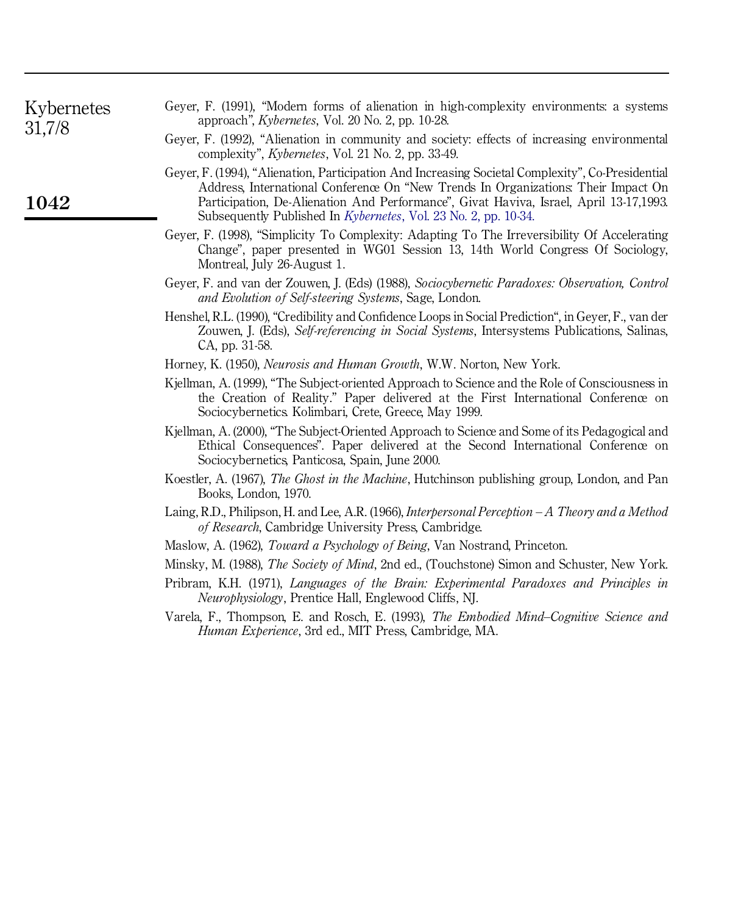Geyer, F. (1991), "Modern forms of alienation in high-complexity environments: a systems approach", *Kybernetes*, Vol. 20 No. 2, pp. 10-28.

Geyer, F. (1992), "Alienation in community and society: effects of increasing environmental complexity", *Kybernetes*, Vol. 21 No. 2, pp. 33-49.

Geyer, F. (1994), "Alienation, Participation And Increasing Societal Complexity", Co-Presidential Address, International Conference On "New Trends In Organizations: Their Impact On Participation, De-Alienation And Performance", Givat Haviva, Israel, April 13-17,1993. Subsequently Published In *Kybernetes*, Vol. 23 No. 2, pp. 10-34.

Geyer, F. (1998), "Simplicity To Complexity: Adapting To The Irreversibility Of Accelerating Change", paper presented in WG01 Session 13, 14th World Congress Of Sociology, Montreal, July 26-August 1.

Geyer, F. and van der Zouwen, J. (Eds) (1988), *Sociocybernetic Paradoxes: Observation, Control and Evolution of Self-steering Systems*, Sage, London.

Henshel, R.L. (1990), "Credibility and Confidence Loops in Social Prediction", in Geyer, F., van der Zouwen, J. (Eds), *Self-referencing in Social Systems*, Intersystems Publications, Salinas, CA, pp. 31-58.

Horney, K. (1950), *Neurosis and Human Growth*, W.W. Norton, New York.

Kjellman, A. (1999), "The Subject-oriented Approach to Science and the Role of Consciousness in the Creation of Reality." Paper delivered at the First International Conference on Sociocybernetics. Kolimbari, Crete, Greece, May 1999.

Kjellman, A. (2000), "The Subject-Oriented Approach to Science and Some of its Pedagogical and Ethical Consequences". Paper delivered at the Second International Conference on Sociocybernetics, Panticosa, Spain, June 2000.

Koestler, A. (1967), *The Ghost in the Machine*, Hutchinson publishing group, London, and Pan Books, London, 1970.

Laing, R.D., Philipson, H. and Lee, A.R. (1966), *Interpersonal Perception – A Theory and a Method of Research*, Cambridge University Press, Cambridge.

Maslow, A. (1962), *Toward a Psychology of Being*, Van Nostrand, Princeton.

Minsky, M. (1988), *The Society of Mind*, 2nd ed., (Touchstone) Simon and Schuster, New York.

Pribram, K.H. (1971), *Languages of the Brain: Experimental Paradoxes and Principles in Neurophysiology*, Prentice Hall, Englewood Cliffs, NJ.

Varela, F., Thompson, E. and Rosch, E. (1993), *The Embodied Mind–Cognitive Science and Human Experience*, 3rd ed., MIT Press, Cambridge, MA.